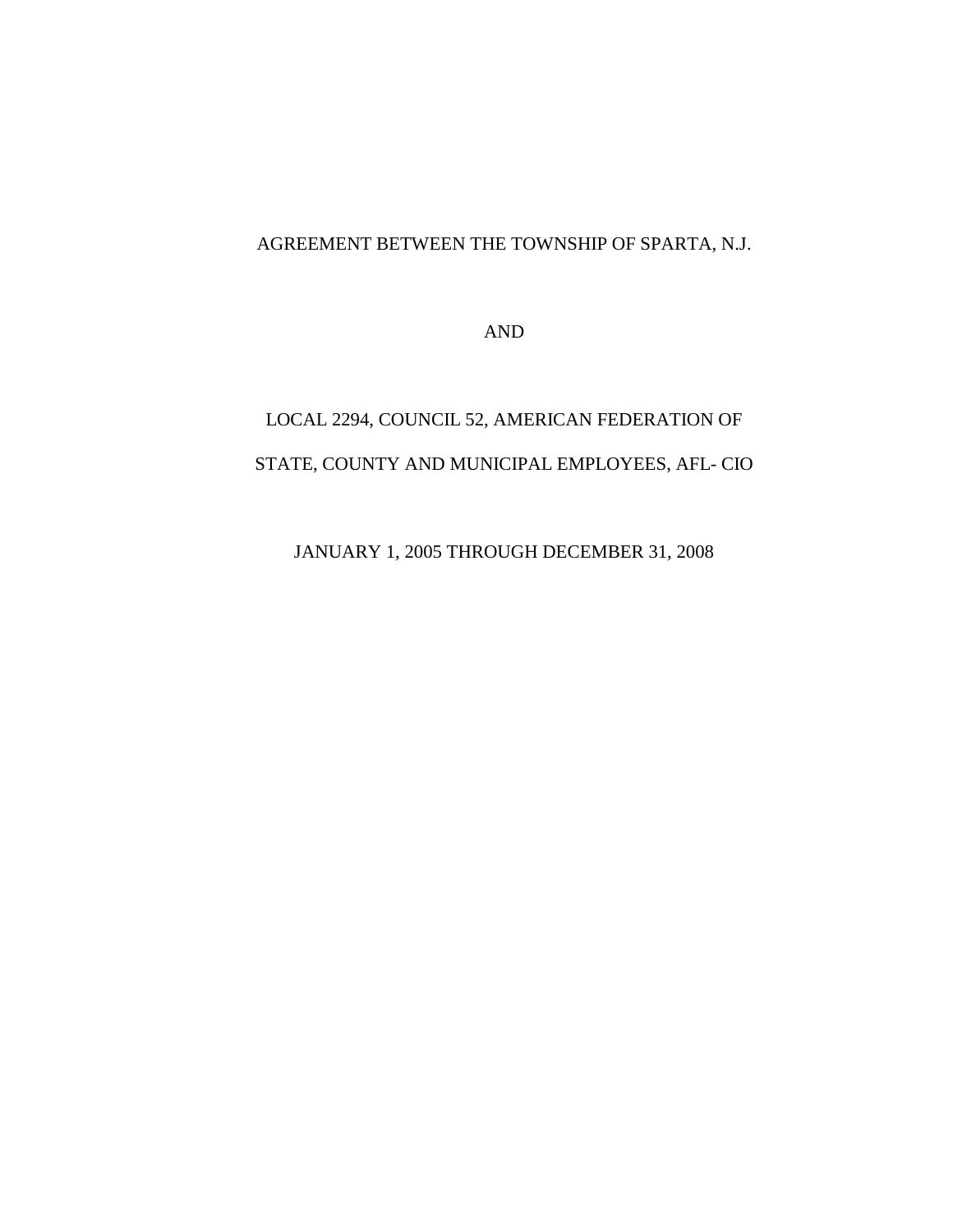AGREEMENT BETWEEN THE TOWNSHIP OF SPARTA, N.J.

AND

LOCAL 2294, COUNCIL 52, AMERICAN FEDERATION OF

STATE, COUNTY AND MUNICIPAL EMPLOYEES, AFL- CIO

JANUARY 1, 2005 THROUGH DECEMBER 31, 2008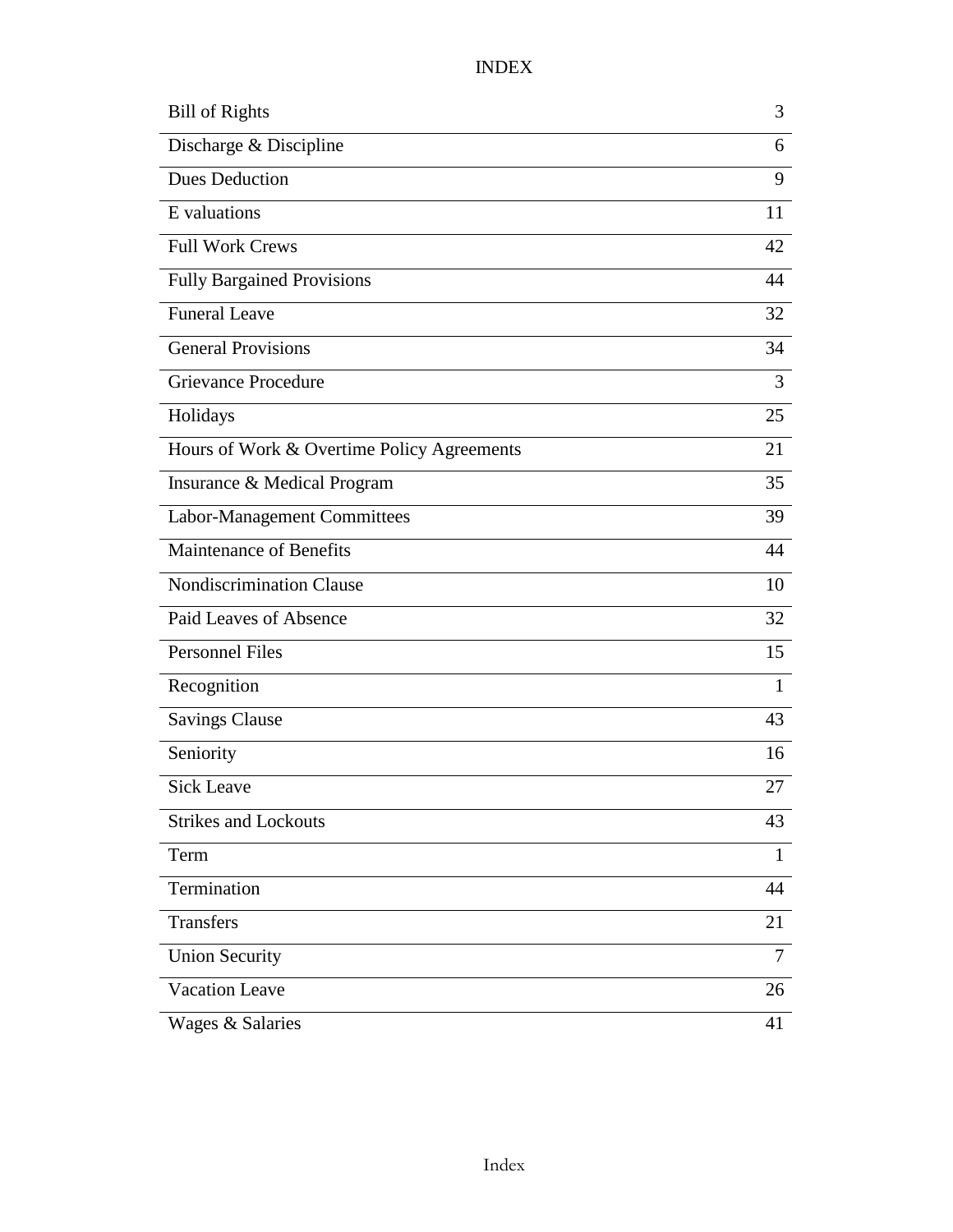# INDEX

| | |
|---|---|
| Bill of Rights | 3 |
| Discharge & Discipline | 6 |
| Dues Deduction | 9 |
| E valuations | 11 |
| Full Work Crews | 42 |
| Fully Bargained Provisions | 44 |
| Funeral Leave | 32 |
| General Provisions | 34 |
| Grievance Procedure | 3 |
| Holidays | 25 |
| Hours of Work & Overtime Policy Agreements | 21 |
| Insurance & Medical Program | 35 |
| Labor-Management Committees | 39 |
| Maintenance of Benefits | 44 |
| Nondiscrimination Clause | 10 |
| Paid Leaves of Absence | 32 |
| Personnel Files | 15 |
| Recognition | 1 |
| Savings Clause | 43 |
| Seniority | 16 |
| Sick Leave | 27 |
| Strikes and Lockouts | 43 |
| Term | 1 |
| Termination | 44 |
| Transfers | 21 |
| Union Security | 7 |
| Vacation Leave | 26 |
| Wages & Salaries | 41 |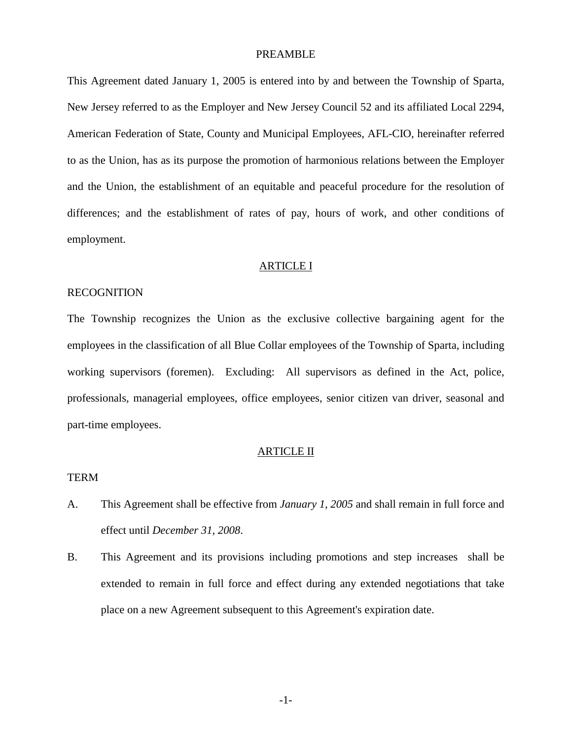## PREAMBLE

This Agreement dated January 1, 2005 is entered into by and between the Township of Sparta, New Jersey referred to as the Employer and New Jersey Council 52 and its affiliated Local 2294, American Federation of State, County and Municipal Employees, AFL-CIO, hereinafter referred to as the Union, has as its purpose the promotion of harmonious relations between the Employer and the Union, the establishment of an equitable and peaceful procedure for the resolution of differences; and the establishment of rates of pay, hours of work, and other conditions of employment.

## ARTICLE I

### RECOGNITION

The Township recognizes the Union as the exclusive collective bargaining agent for the employees in the classification of all Blue Collar employees of the Township of Sparta, including working supervisors (foremen). Excluding: All supervisors as defined in the Act, police, professionals, managerial employees, office employees, senior citizen van driver, seasonal and part-time employees.

## ARTICLE II

### TERM

A. This Agreement shall be effective from *January 1, 2005* and shall remain in full force and effect until *December 31, 2008*.

B. This Agreement and its provisions including promotions and step increases shall be extended to remain in full force and effect during any extended negotiations that take place on a new Agreement subsequent to this Agreement's expiration date.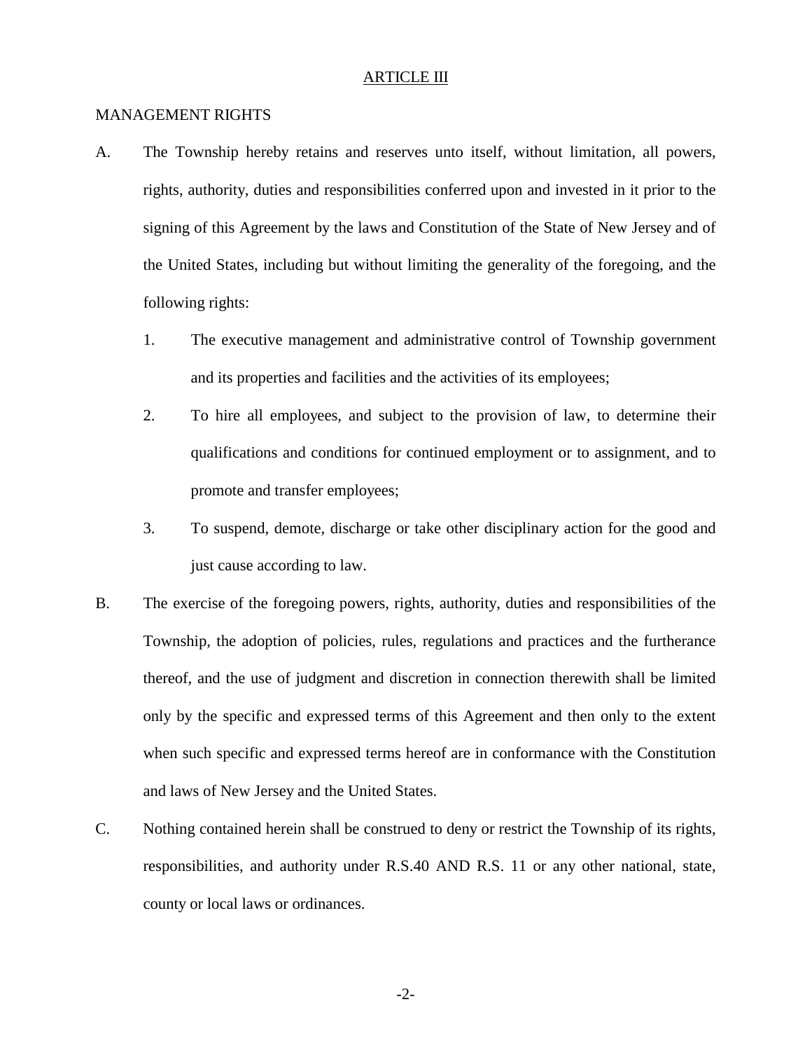## ARTICLE III

MANAGEMENT RIGHTS

A. The Township hereby retains and reserves unto itself, without limitation, all powers, rights, authority, duties and responsibilities conferred upon and invested in it prior to the signing of this Agreement by the laws and Constitution of the State of New Jersey and of the United States, including but without limiting the generality of the foregoing, and the following rights:

   1. The executive management and administrative control of Township government and its properties and facilities and the activities of its employees;

   2. To hire all employees, and subject to the provision of law, to determine their qualifications and conditions for continued employment or to assignment, and to promote and transfer employees;

   3. To suspend, demote, discharge or take other disciplinary action for the good and just cause according to law.

B. The exercise of the foregoing powers, rights, authority, duties and responsibilities of the Township, the adoption of policies, rules, regulations and practices and the furtherance thereof, and the use of judgment and discretion in connection therewith shall be limited only by the specific and expressed terms of this Agreement and then only to the extent when such specific and expressed terms hereof are in conformance with the Constitution and laws of New Jersey and the United States.

C. Nothing contained herein shall be construed to deny or restrict the Township of its rights, responsibilities, and authority under R.S.40 AND R.S. 11 or any other national, state, county or local laws or ordinances.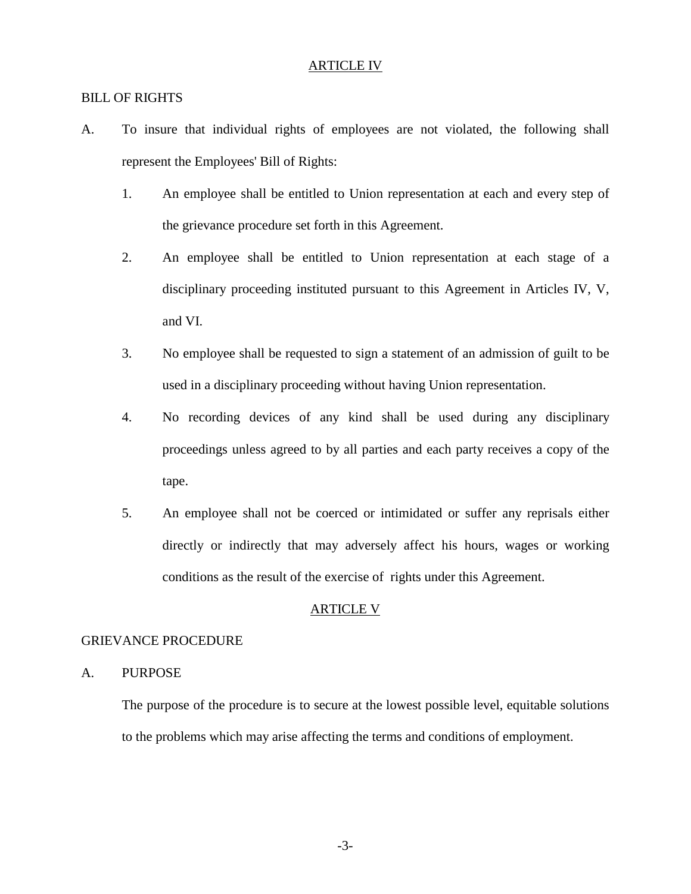## ARTICLE IV

BILL OF RIGHTS

A. To insure that individual rights of employees are not violated, the following shall represent the Employees' Bill of Rights:

   1. An employee shall be entitled to Union representation at each and every step of the grievance procedure set forth in this Agreement.

   2. An employee shall be entitled to Union representation at each stage of a disciplinary proceeding instituted pursuant to this Agreement in Articles IV, V, and VI.

   3. No employee shall be requested to sign a statement of an admission of guilt to be used in a disciplinary proceeding without having Union representation.

   4. No recording devices of any kind shall be used during any disciplinary proceedings unless agreed to by all parties and each party receives a copy of the tape.

   5. An employee shall not be coerced or intimidated or suffer any reprisals either directly or indirectly that may adversely affect his hours, wages or working conditions as the result of the exercise of rights under this Agreement.

## ARTICLE V

GRIEVANCE PROCEDURE

A. PURPOSE

The purpose of the procedure is to secure at the lowest possible level, equitable solutions to the problems which may arise affecting the terms and conditions of employment.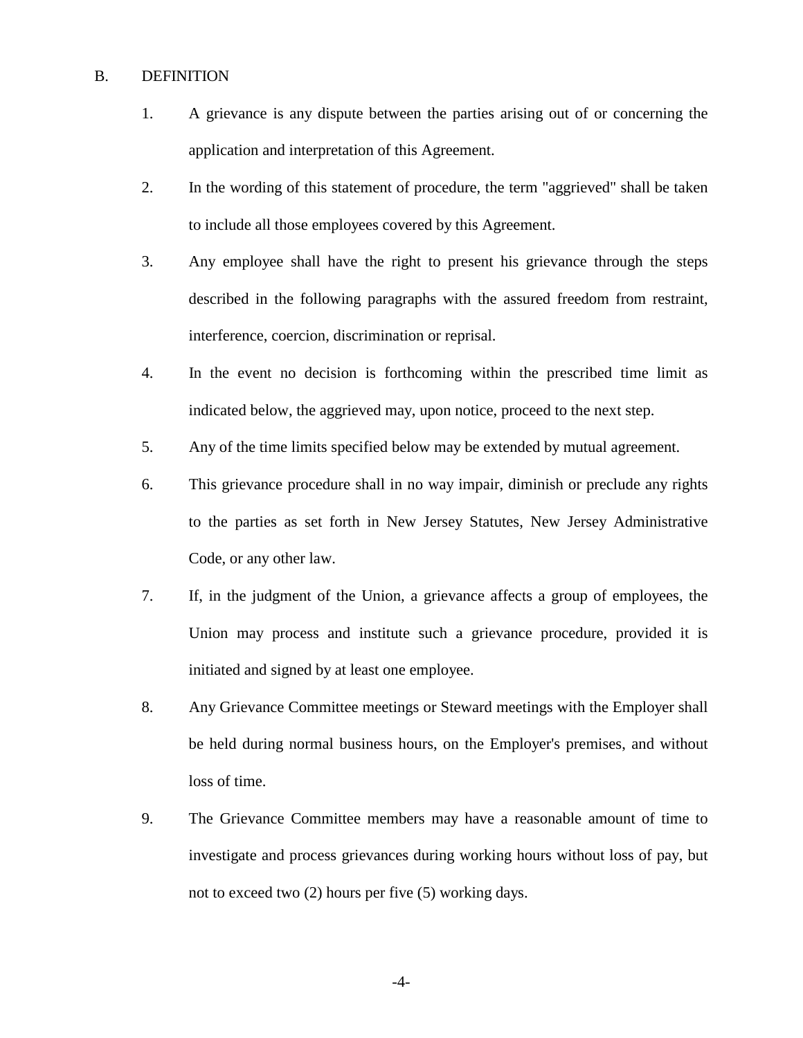B. DEFINITION

1. A grievance is any dispute between the parties arising out of or concerning the application and interpretation of this Agreement.

2. In the wording of this statement of procedure, the term "aggrieved" shall be taken to include all those employees covered by this Agreement.

3. Any employee shall have the right to present his grievance through the steps described in the following paragraphs with the assured freedom from restraint, interference, coercion, discrimination or reprisal.

4. In the event no decision is forthcoming within the prescribed time limit as indicated below, the aggrieved may, upon notice, proceed to the next step.

5. Any of the time limits specified below may be extended by mutual agreement.

6. This grievance procedure shall in no way impair, diminish or preclude any rights to the parties as set forth in New Jersey Statutes, New Jersey Administrative Code, or any other law.

7. If, in the judgment of the Union, a grievance affects a group of employees, the Union may process and institute such a grievance procedure, provided it is initiated and signed by at least one employee.

8. Any Grievance Committee meetings or Steward meetings with the Employer shall be held during normal business hours, on the Employer's premises, and without loss of time.

9. The Grievance Committee members may have a reasonable amount of time to investigate and process grievances during working hours without loss of pay, but not to exceed two (2) hours per five (5) working days.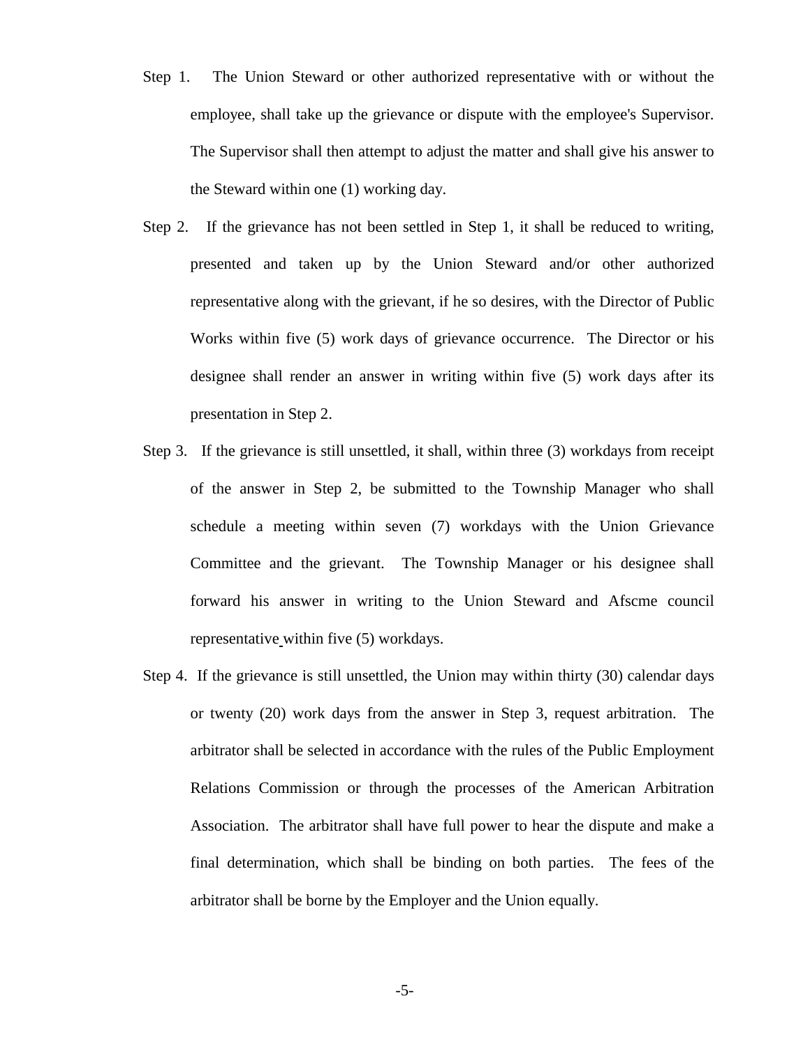Step 1. The Union Steward or other authorized representative with or without the employee, shall take up the grievance or dispute with the employee's Supervisor. The Supervisor shall then attempt to adjust the matter and shall give his answer to the Steward within one (1) working day.

Step 2. If the grievance has not been settled in Step 1, it shall be reduced to writing, presented and taken up by the Union Steward and/or other authorized representative along with the grievant, if he so desires, with the Director of Public Works within five (5) work days of grievance occurrence. The Director or his designee shall render an answer in writing within five (5) work days after its presentation in Step 2.

Step 3. If the grievance is still unsettled, it shall, within three (3) workdays from receipt of the answer in Step 2, be submitted to the Township Manager who shall schedule a meeting within seven (7) workdays with the Union Grievance Committee and the grievant. The Township Manager or his designee shall forward his answer in writing to the Union Steward and Afscme council representative within five (5) workdays.

Step 4. If the grievance is still unsettled, the Union may within thirty (30) calendar days or twenty (20) work days from the answer in Step 3, request arbitration. The arbitrator shall be selected in accordance with the rules of the Public Employment Relations Commission or through the processes of the American Arbitration Association. The arbitrator shall have full power to hear the dispute and make a final determination, which shall be binding on both parties. The fees of the arbitrator shall be borne by the Employer and the Union equally.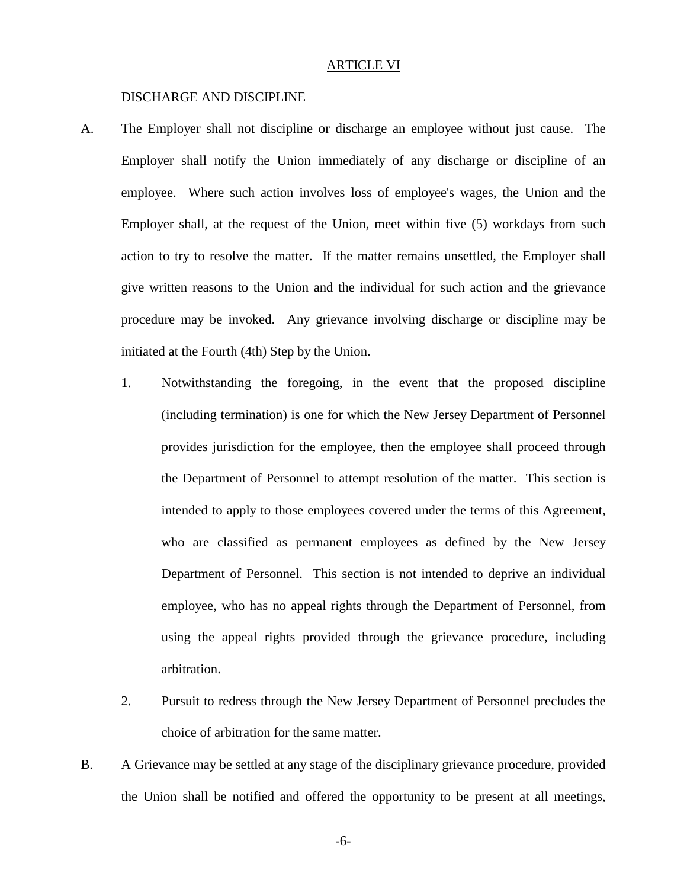## ARTICLE VI

### DISCHARGE AND DISCIPLINE

A. The Employer shall not discipline or discharge an employee without just cause. The Employer shall notify the Union immediately of any discharge or discipline of an employee. Where such action involves loss of employee's wages, the Union and the Employer shall, at the request of the Union, meet within five (5) workdays from such action to try to resolve the matter. If the matter remains unsettled, the Employer shall give written reasons to the Union and the individual for such action and the grievance procedure may be invoked. Any grievance involving discharge or discipline may be initiated at the Fourth (4th) Step by the Union.

   1. Notwithstanding the foregoing, in the event that the proposed discipline (including termination) is one for which the New Jersey Department of Personnel provides jurisdiction for the employee, then the employee shall proceed through the Department of Personnel to attempt resolution of the matter. This section is intended to apply to those employees covered under the terms of this Agreement, who are classified as permanent employees as defined by the New Jersey Department of Personnel. This section is not intended to deprive an individual employee, who has no appeal rights through the Department of Personnel, from using the appeal rights provided through the grievance procedure, including arbitration.

   2. Pursuit to redress through the New Jersey Department of Personnel precludes the choice of arbitration for the same matter.

B. A Grievance may be settled at any stage of the disciplinary grievance procedure, provided the Union shall be notified and offered the opportunity to be present at all meetings,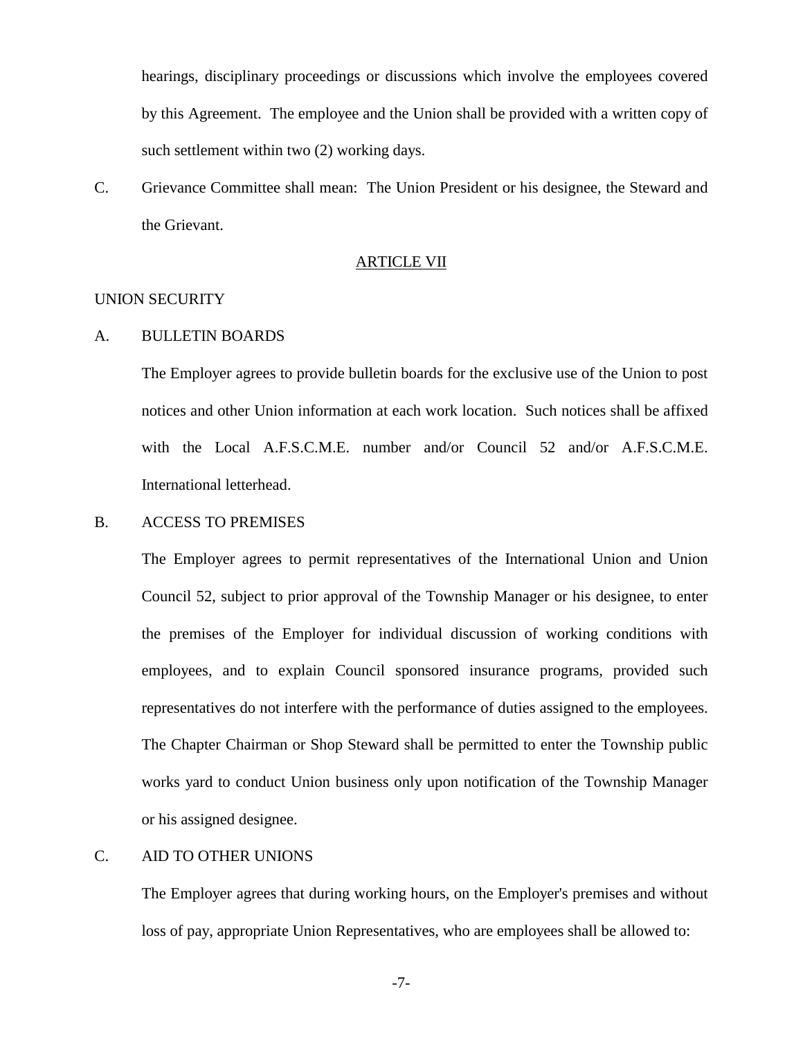hearings, disciplinary proceedings or discussions which involve the employees covered by this Agreement. The employee and the Union shall be provided with a written copy of such settlement within two (2) working days.

C. Grievance Committee shall mean: The Union President or his designee, the Steward and the Grievant.

## ARTICLE VII

UNION SECURITY

A. BULLETIN BOARDS

The Employer agrees to provide bulletin boards for the exclusive use of the Union to post notices and other Union information at each work location. Such notices shall be affixed with the Local A.F.S.C.M.E. number and/or Council 52 and/or A.F.S.C.M.E. International letterhead.

B. ACCESS TO PREMISES

The Employer agrees to permit representatives of the International Union and Union Council 52, subject to prior approval of the Township Manager or his designee, to enter the premises of the Employer for individual discussion of working conditions with employees, and to explain Council sponsored insurance programs, provided such representatives do not interfere with the performance of duties assigned to the employees. The Chapter Chairman or Shop Steward shall be permitted to enter the Township public works yard to conduct Union business only upon notification of the Township Manager or his assigned designee.

C. AID TO OTHER UNIONS

The Employer agrees that during working hours, on the Employer's premises and without loss of pay, appropriate Union Representatives, who are employees shall be allowed to: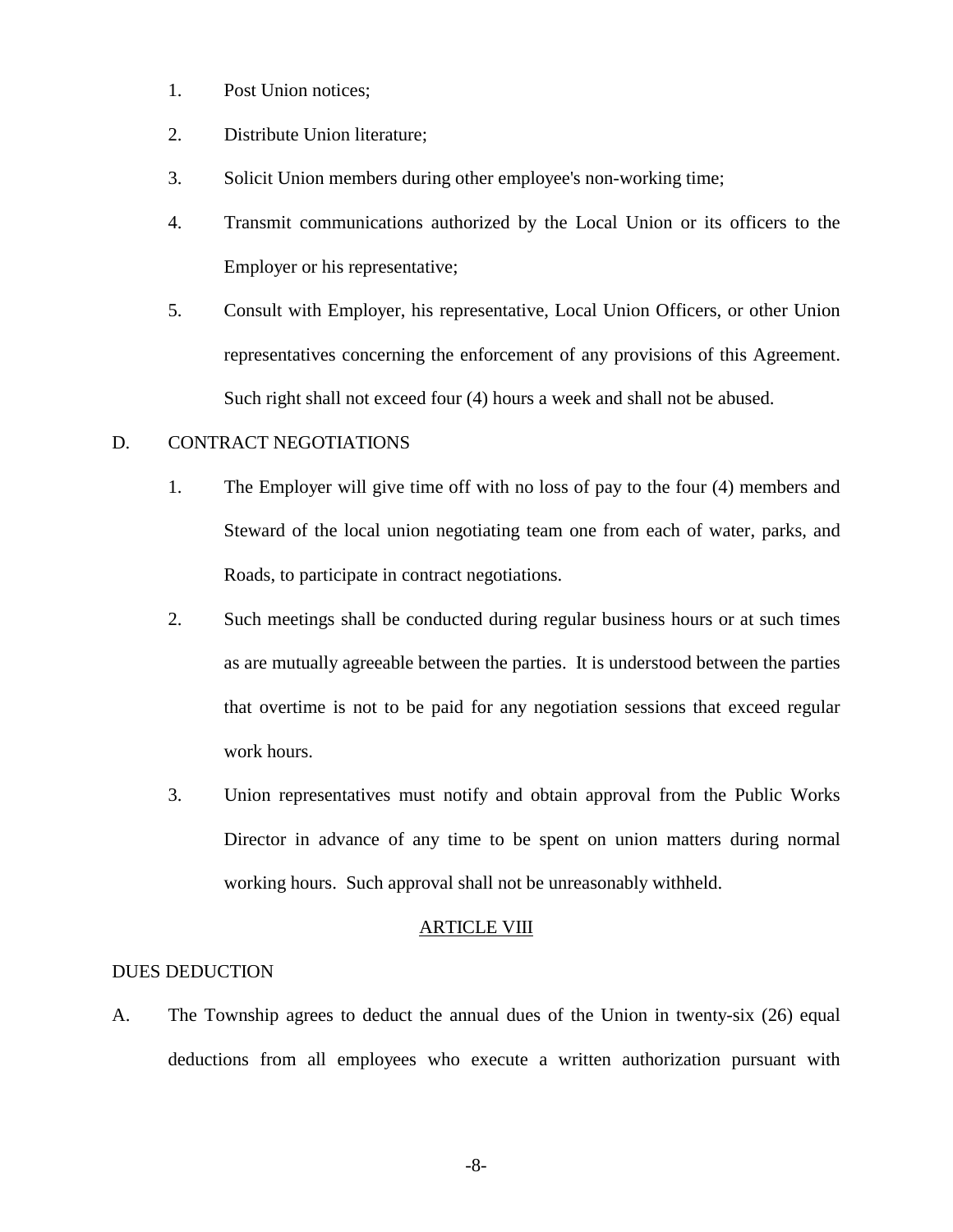1. Post Union notices;
2. Distribute Union literature;
3. Solicit Union members during other employee's non-working time;
4. Transmit communications authorized by the Local Union or its officers to the Employer or his representative;
5. Consult with Employer, his representative, Local Union Officers, or other Union representatives concerning the enforcement of any provisions of this Agreement. Such right shall not exceed four (4) hours a week and shall not be abused.

D. CONTRACT NEGOTIATIONS

1. The Employer will give time off with no loss of pay to the four (4) members and Steward of the local union negotiating team one from each of water, parks, and Roads, to participate in contract negotiations.
2. Such meetings shall be conducted during regular business hours or at such times as are mutually agreeable between the parties. It is understood between the parties that overtime is not to be paid for any negotiation sessions that exceed regular work hours.
3. Union representatives must notify and obtain approval from the Public Works Director in advance of any time to be spent on union matters during normal working hours. Such approval shall not be unreasonably withheld.

## ARTICLE VIII

DUES DEDUCTION

A. The Township agrees to deduct the annual dues of the Union in twenty-six (26) equal deductions from all employees who execute a written authorization pursuant with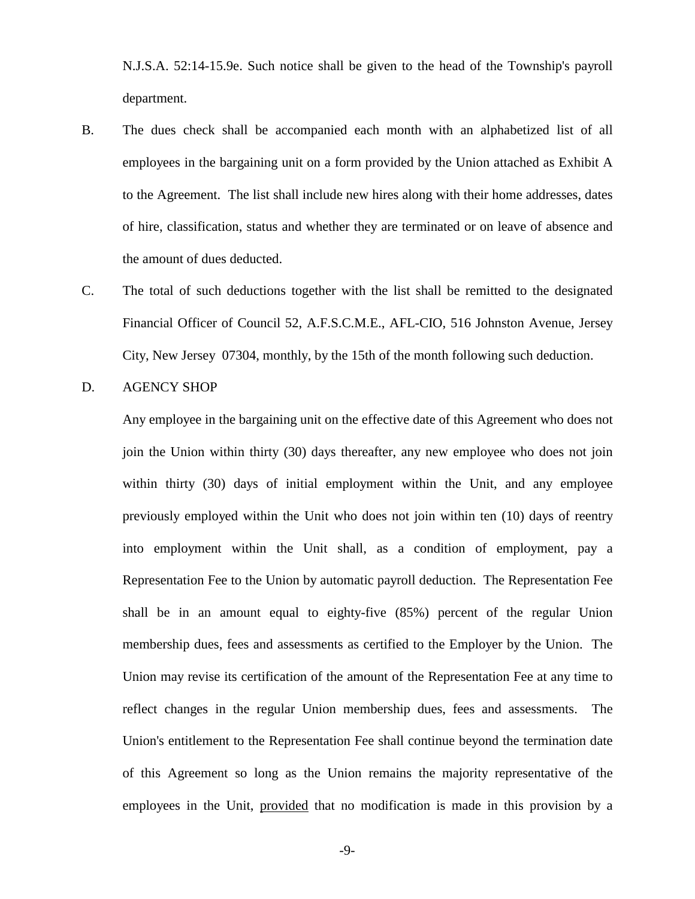N.J.S.A. 52:14-15.9e. Such notice shall be given to the head of the Township's payroll department.

B. The dues check shall be accompanied each month with an alphabetized list of all employees in the bargaining unit on a form provided by the Union attached as Exhibit A to the Agreement. The list shall include new hires along with their home addresses, dates of hire, classification, status and whether they are terminated or on leave of absence and the amount of dues deducted.

C. The total of such deductions together with the list shall be remitted to the designated Financial Officer of Council 52, A.F.S.C.M.E., AFL-CIO, 516 Johnston Avenue, Jersey City, New Jersey 07304, monthly, by the 15th of the month following such deduction.

D. AGENCY SHOP

Any employee in the bargaining unit on the effective date of this Agreement who does not join the Union within thirty (30) days thereafter, any new employee who does not join within thirty (30) days of initial employment within the Unit, and any employee previously employed within the Unit who does not join within ten (10) days of reentry into employment within the Unit shall, as a condition of employment, pay a Representation Fee to the Union by automatic payroll deduction. The Representation Fee shall be in an amount equal to eighty-five (85%) percent of the regular Union membership dues, fees and assessments as certified to the Employer by the Union. The Union may revise its certification of the amount of the Representation Fee at any time to reflect changes in the regular Union membership dues, fees and assessments. The Union's entitlement to the Representation Fee shall continue beyond the termination date of this Agreement so long as the Union remains the majority representative of the employees in the Unit, provided that no modification is made in this provision by a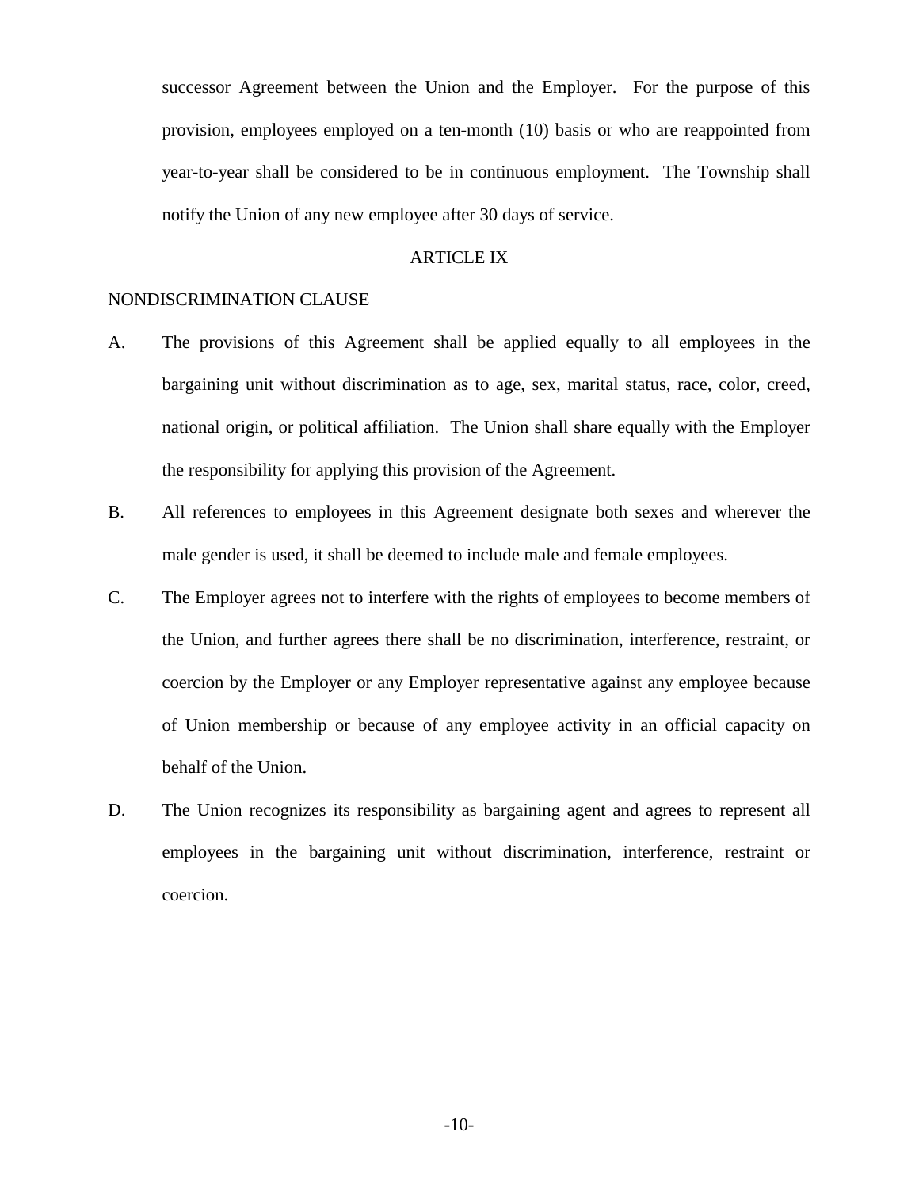successor Agreement between the Union and the Employer. For the purpose of this provision, employees employed on a ten-month (10) basis or who are reappointed from year-to-year shall be considered to be in continuous employment. The Township shall notify the Union of any new employee after 30 days of service.

## ARTICLE IX

NONDISCRIMINATION CLAUSE

A. The provisions of this Agreement shall be applied equally to all employees in the bargaining unit without discrimination as to age, sex, marital status, race, color, creed, national origin, or political affiliation. The Union shall share equally with the Employer the responsibility for applying this provision of the Agreement.

B. All references to employees in this Agreement designate both sexes and wherever the male gender is used, it shall be deemed to include male and female employees.

C. The Employer agrees not to interfere with the rights of employees to become members of the Union, and further agrees there shall be no discrimination, interference, restraint, or coercion by the Employer or any Employer representative against any employee because of Union membership or because of any employee activity in an official capacity on behalf of the Union.

D. The Union recognizes its responsibility as bargaining agent and agrees to represent all employees in the bargaining unit without discrimination, interference, restraint or coercion.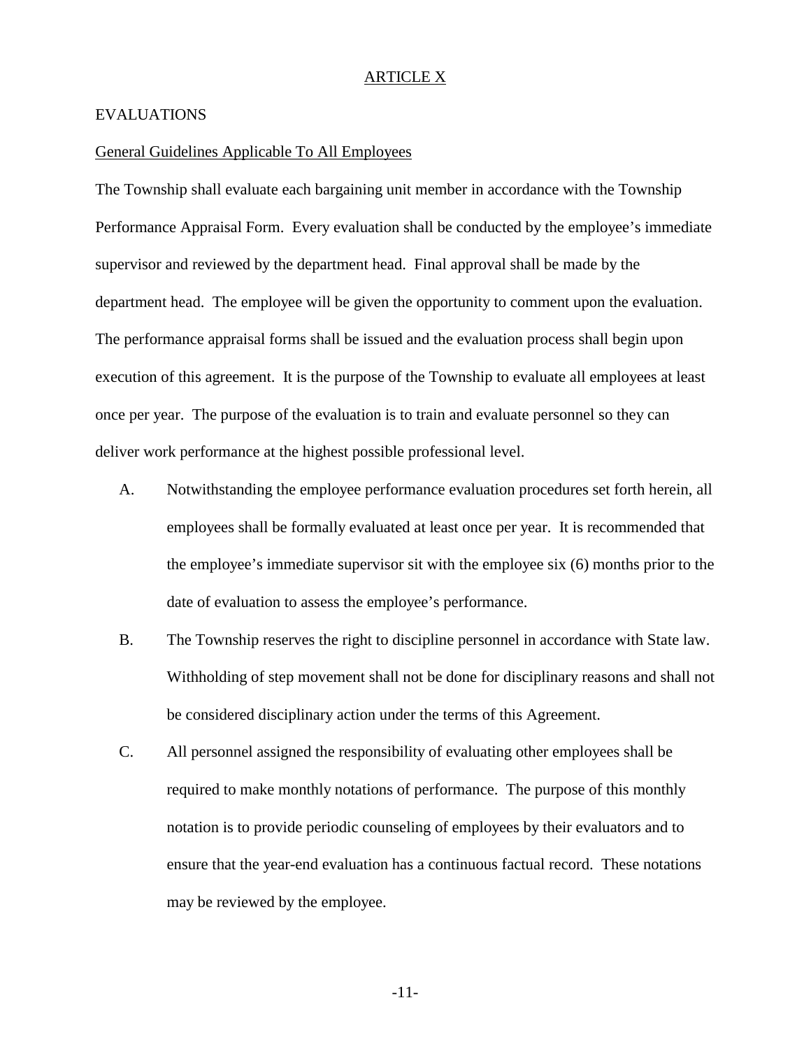## ARTICLE X

### EVALUATIONS

General Guidelines Applicable To All Employees

The Township shall evaluate each bargaining unit member in accordance with the Township Performance Appraisal Form. Every evaluation shall be conducted by the employee's immediate supervisor and reviewed by the department head. Final approval shall be made by the department head. The employee will be given the opportunity to comment upon the evaluation. The performance appraisal forms shall be issued and the evaluation process shall begin upon execution of this agreement. It is the purpose of the Township to evaluate all employees at least once per year. The purpose of the evaluation is to train and evaluate personnel so they can deliver work performance at the highest possible professional level.

A. Notwithstanding the employee performance evaluation procedures set forth herein, all employees shall be formally evaluated at least once per year. It is recommended that the employee's immediate supervisor sit with the employee six (6) months prior to the date of evaluation to assess the employee's performance.

B. The Township reserves the right to discipline personnel in accordance with State law. Withholding of step movement shall not be done for disciplinary reasons and shall not be considered disciplinary action under the terms of this Agreement.

C. All personnel assigned the responsibility of evaluating other employees shall be required to make monthly notations of performance. The purpose of this monthly notation is to provide periodic counseling of employees by their evaluators and to ensure that the year-end evaluation has a continuous factual record. These notations may be reviewed by the employee.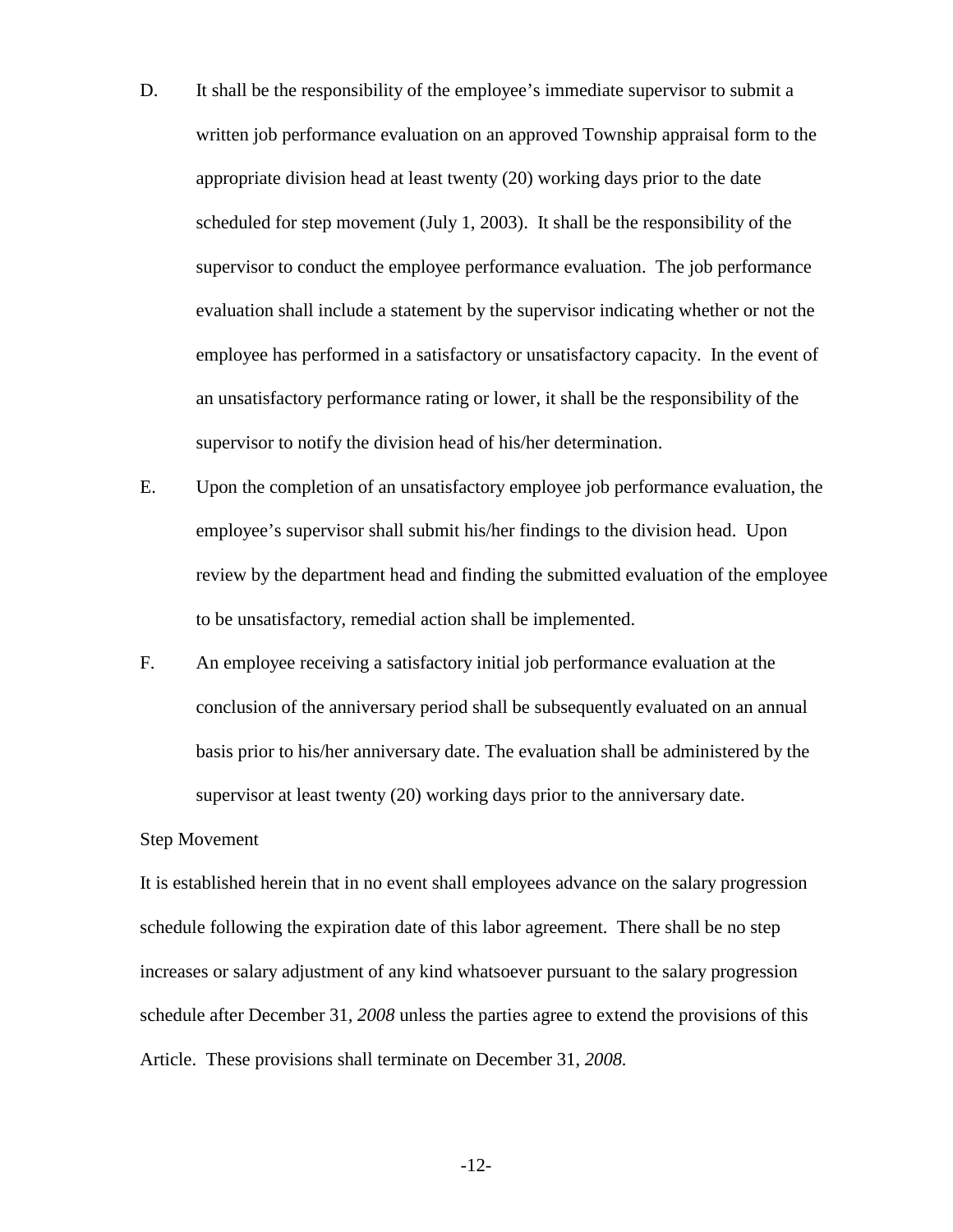D. It shall be the responsibility of the employee's immediate supervisor to submit a written job performance evaluation on an approved Township appraisal form to the appropriate division head at least twenty (20) working days prior to the date scheduled for step movement (July 1, 2003). It shall be the responsibility of the supervisor to conduct the employee performance evaluation. The job performance evaluation shall include a statement by the supervisor indicating whether or not the employee has performed in a satisfactory or unsatisfactory capacity. In the event of an unsatisfactory performance rating or lower, it shall be the responsibility of the supervisor to notify the division head of his/her determination.

E. Upon the completion of an unsatisfactory employee job performance evaluation, the employee's supervisor shall submit his/her findings to the division head. Upon review by the department head and finding the submitted evaluation of the employee to be unsatisfactory, remedial action shall be implemented.

F. An employee receiving a satisfactory initial job performance evaluation at the conclusion of the anniversary period shall be subsequently evaluated on an annual basis prior to his/her anniversary date. The evaluation shall be administered by the supervisor at least twenty (20) working days prior to the anniversary date.

Step Movement

It is established herein that in no event shall employees advance on the salary progression schedule following the expiration date of this labor agreement. There shall be no step increases or salary adjustment of any kind whatsoever pursuant to the salary progression schedule after December 31, *2008* unless the parties agree to extend the provisions of this Article. These provisions shall terminate on December 31, *2008.*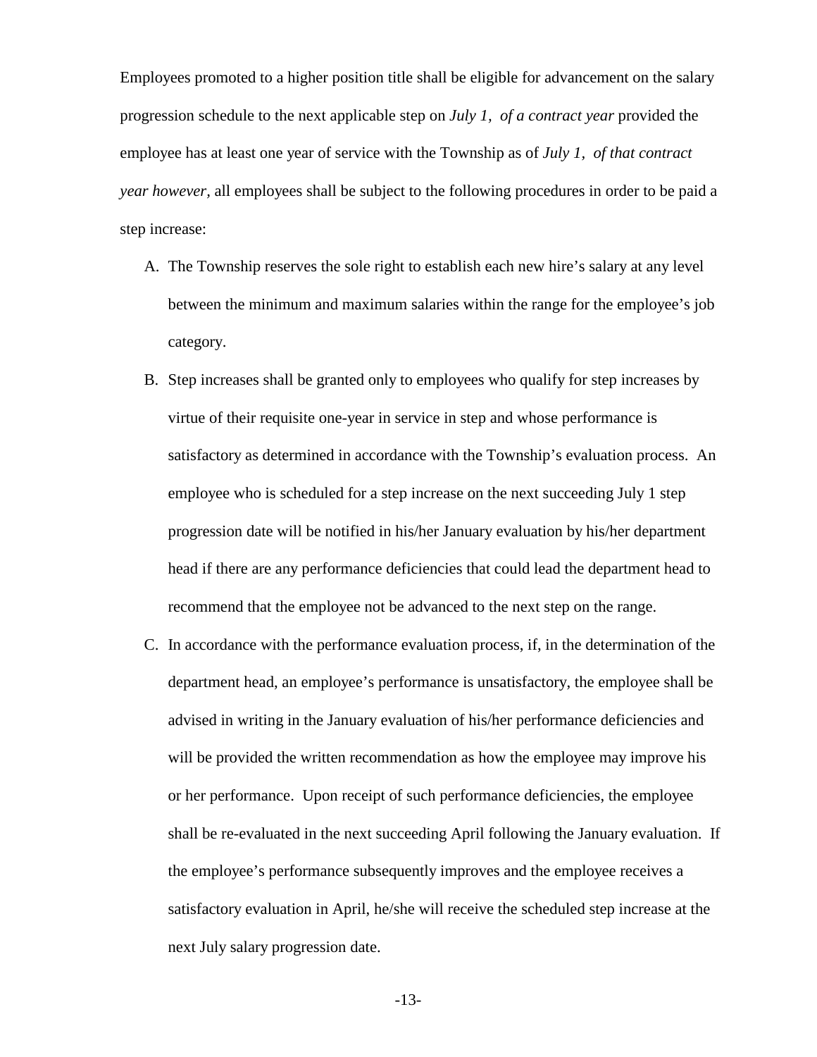Employees promoted to a higher position title shall be eligible for advancement on the salary progression schedule to the next applicable step on *July 1, of a contract year* provided the employee has at least one year of service with the Township as of *July 1, of that contract year however*, all employees shall be subject to the following procedures in order to be paid a step increase:

A. The Township reserves the sole right to establish each new hire's salary at any level between the minimum and maximum salaries within the range for the employee's job category.

B. Step increases shall be granted only to employees who qualify for step increases by virtue of their requisite one-year in service in step and whose performance is satisfactory as determined in accordance with the Township's evaluation process. An employee who is scheduled for a step increase on the next succeeding July 1 step progression date will be notified in his/her January evaluation by his/her department head if there are any performance deficiencies that could lead the department head to recommend that the employee not be advanced to the next step on the range.

C. In accordance with the performance evaluation process, if, in the determination of the department head, an employee's performance is unsatisfactory, the employee shall be advised in writing in the January evaluation of his/her performance deficiencies and will be provided the written recommendation as how the employee may improve his or her performance. Upon receipt of such performance deficiencies, the employee shall be re-evaluated in the next succeeding April following the January evaluation. If the employee's performance subsequently improves and the employee receives a satisfactory evaluation in April, he/she will receive the scheduled step increase at the next July salary progression date.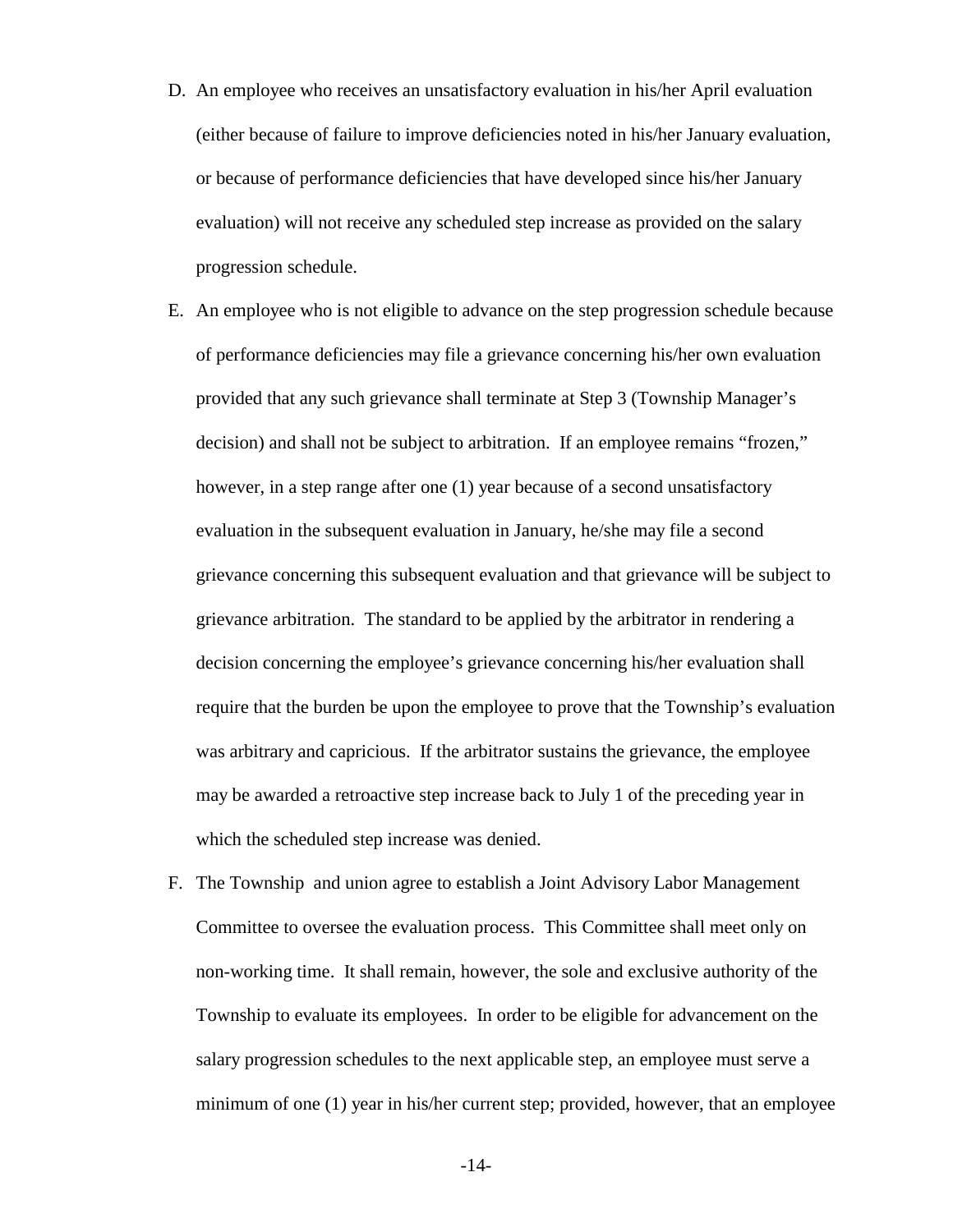D. An employee who receives an unsatisfactory evaluation in his/her April evaluation (either because of failure to improve deficiencies noted in his/her January evaluation, or because of performance deficiencies that have developed since his/her January evaluation) will not receive any scheduled step increase as provided on the salary progression schedule.

E. An employee who is not eligible to advance on the step progression schedule because of performance deficiencies may file a grievance concerning his/her own evaluation provided that any such grievance shall terminate at Step 3 (Township Manager's decision) and shall not be subject to arbitration. If an employee remains "frozen," however, in a step range after one (1) year because of a second unsatisfactory evaluation in the subsequent evaluation in January, he/she may file a second grievance concerning this subsequent evaluation and that grievance will be subject to grievance arbitration. The standard to be applied by the arbitrator in rendering a decision concerning the employee's grievance concerning his/her evaluation shall require that the burden be upon the employee to prove that the Township's evaluation was arbitrary and capricious. If the arbitrator sustains the grievance, the employee may be awarded a retroactive step increase back to July 1 of the preceding year in which the scheduled step increase was denied.

F. The Township and union agree to establish a Joint Advisory Labor Management Committee to oversee the evaluation process. This Committee shall meet only on non-working time. It shall remain, however, the sole and exclusive authority of the Township to evaluate its employees. In order to be eligible for advancement on the salary progression schedules to the next applicable step, an employee must serve a minimum of one (1) year in his/her current step; provided, however, that an employee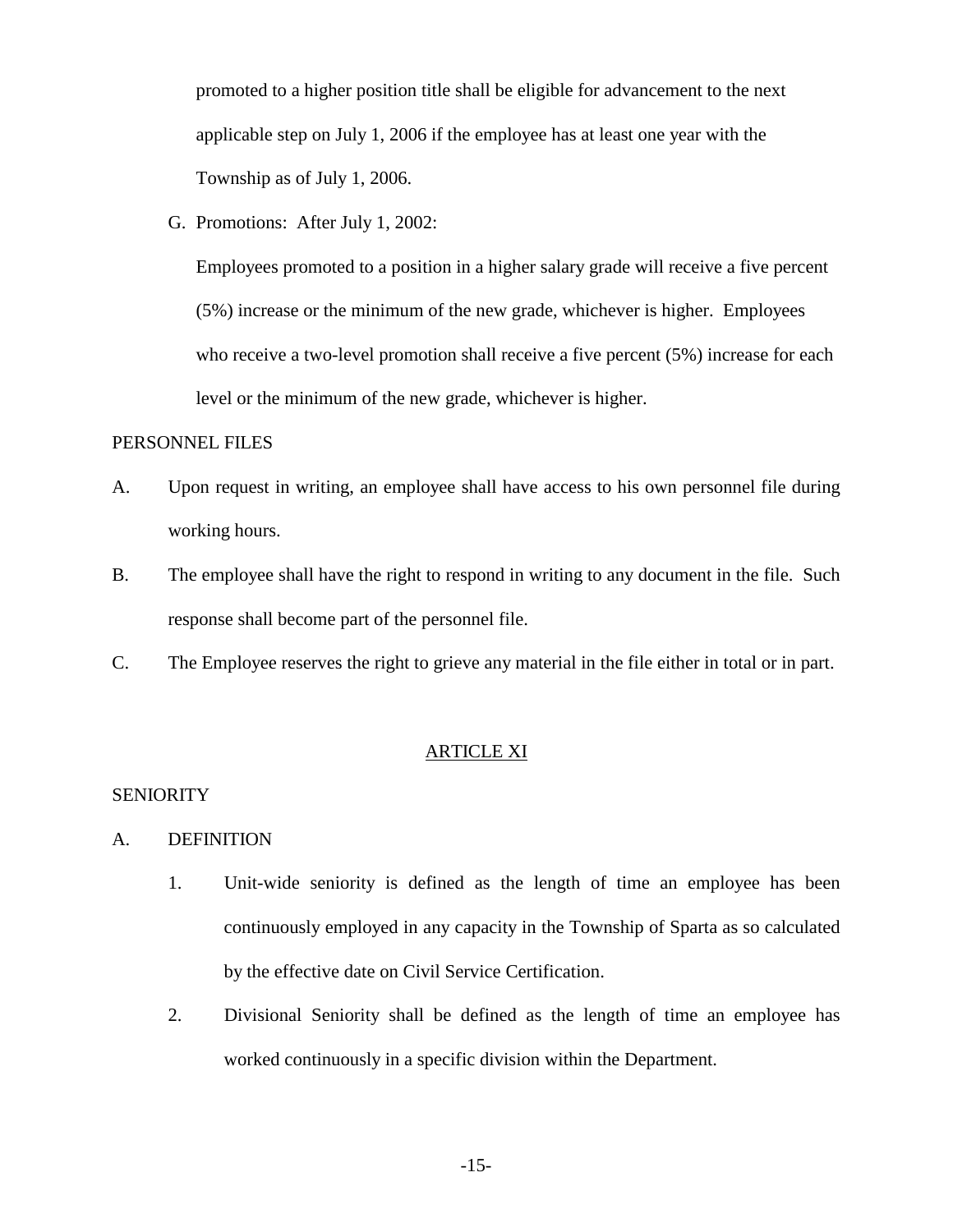promoted to a higher position title shall be eligible for advancement to the next applicable step on July 1, 2006 if the employee has at least one year with the Township as of July 1, 2006.

G. Promotions: After July 1, 2002:

Employees promoted to a position in a higher salary grade will receive a five percent (5%) increase or the minimum of the new grade, whichever is higher. Employees who receive a two-level promotion shall receive a five percent (5%) increase for each level or the minimum of the new grade, whichever is higher.

PERSONNEL FILES

A. Upon request in writing, an employee shall have access to his own personnel file during working hours.

B. The employee shall have the right to respond in writing to any document in the file. Such response shall become part of the personnel file.

C. The Employee reserves the right to grieve any material in the file either in total or in part.

## ARTICLE XI

SENIORITY

A. DEFINITION

1. Unit-wide seniority is defined as the length of time an employee has been continuously employed in any capacity in the Township of Sparta as so calculated by the effective date on Civil Service Certification.

2. Divisional Seniority shall be defined as the length of time an employee has worked continuously in a specific division within the Department.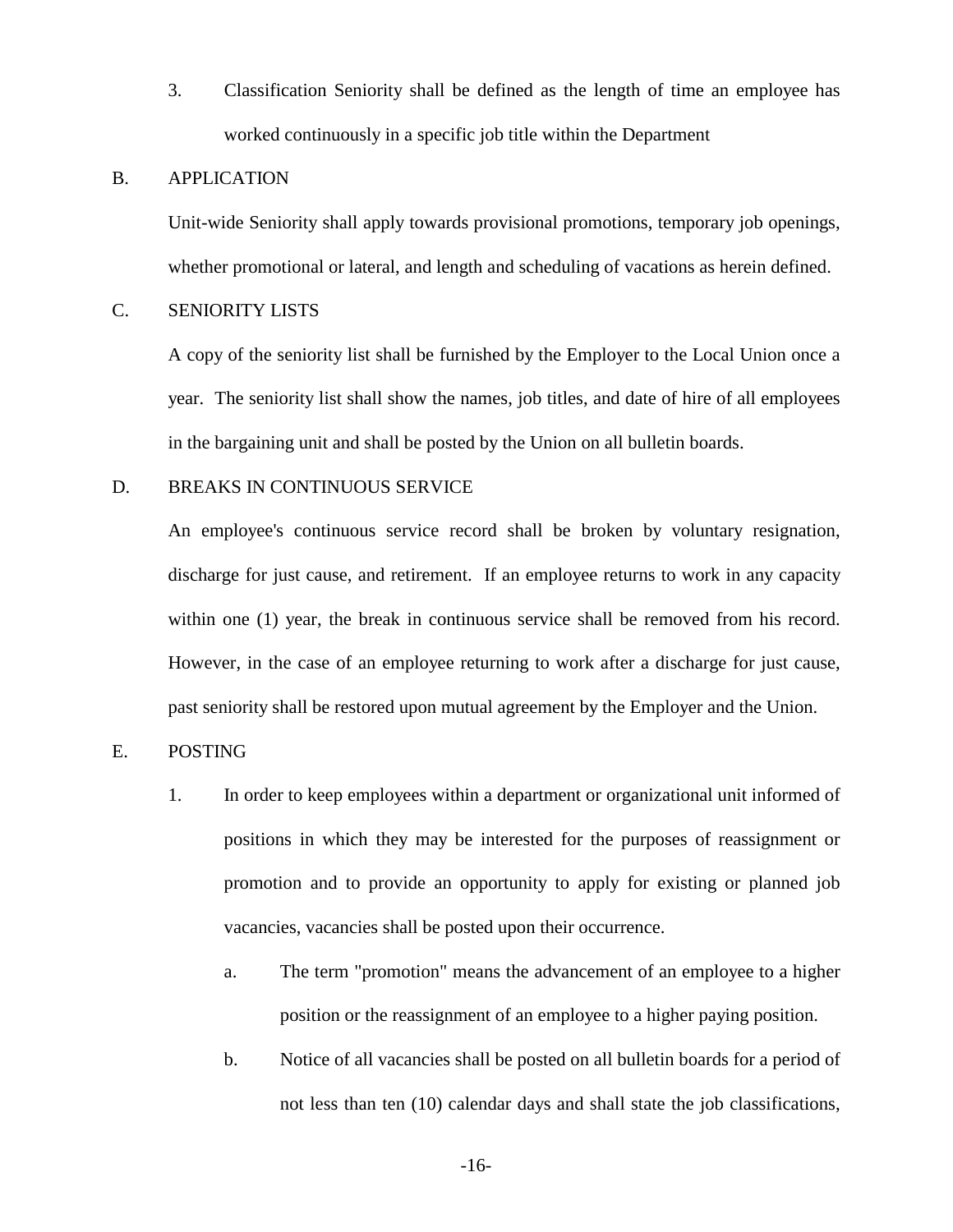3. Classification Seniority shall be defined as the length of time an employee has worked continuously in a specific job title within the Department

B. APPLICATION

Unit-wide Seniority shall apply towards provisional promotions, temporary job openings, whether promotional or lateral, and length and scheduling of vacations as herein defined.

C. SENIORITY LISTS

A copy of the seniority list shall be furnished by the Employer to the Local Union once a year. The seniority list shall show the names, job titles, and date of hire of all employees in the bargaining unit and shall be posted by the Union on all bulletin boards.

D. BREAKS IN CONTINUOUS SERVICE

An employee's continuous service record shall be broken by voluntary resignation, discharge for just cause, and retirement. If an employee returns to work in any capacity within one (1) year, the break in continuous service shall be removed from his record. However, in the case of an employee returning to work after a discharge for just cause, past seniority shall be restored upon mutual agreement by the Employer and the Union.

E. POSTING

1. In order to keep employees within a department or organizational unit informed of positions in which they may be interested for the purposes of reassignment or promotion and to provide an opportunity to apply for existing or planned job vacancies, vacancies shall be posted upon their occurrence.

    a. The term "promotion" means the advancement of an employee to a higher position or the reassignment of an employee to a higher paying position.

    b. Notice of all vacancies shall be posted on all bulletin boards for a period of not less than ten (10) calendar days and shall state the job classifications,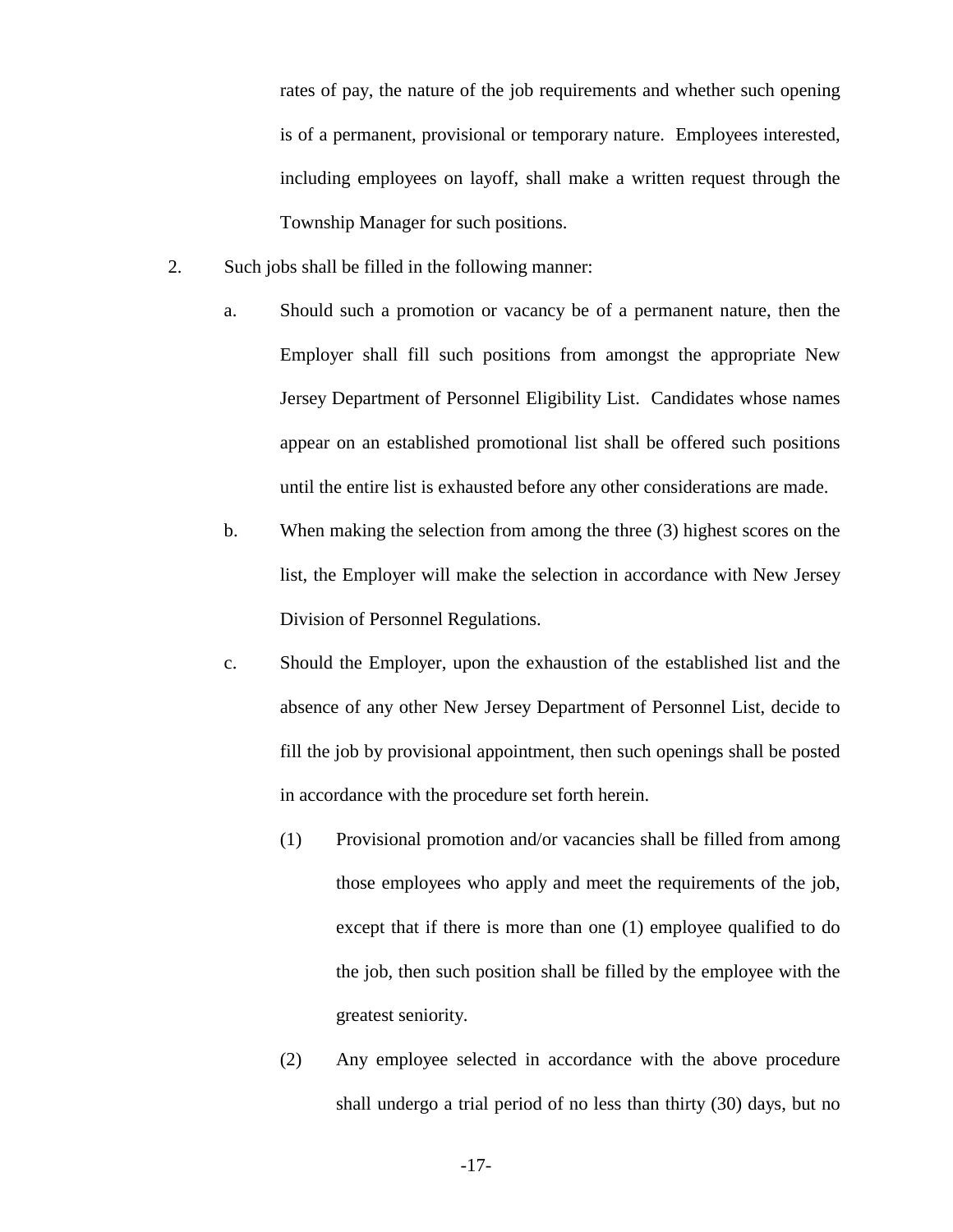rates of pay, the nature of the job requirements and whether such opening is of a permanent, provisional or temporary nature. Employees interested, including employees on layoff, shall make a written request through the Township Manager for such positions.

2. Such jobs shall be filled in the following manner:

   a. Should such a promotion or vacancy be of a permanent nature, then the Employer shall fill such positions from amongst the appropriate New Jersey Department of Personnel Eligibility List. Candidates whose names appear on an established promotional list shall be offered such positions until the entire list is exhausted before any other considerations are made.

   b. When making the selection from among the three (3) highest scores on the list, the Employer will make the selection in accordance with New Jersey Division of Personnel Regulations.

   c. Should the Employer, upon the exhaustion of the established list and the absence of any other New Jersey Department of Personnel List, decide to fill the job by provisional appointment, then such openings shall be posted in accordance with the procedure set forth herein.

      (1) Provisional promotion and/or vacancies shall be filled from among those employees who apply and meet the requirements of the job, except that if there is more than one (1) employee qualified to do the job, then such position shall be filled by the employee with the greatest seniority.

      (2) Any employee selected in accordance with the above procedure shall undergo a trial period of no less than thirty (30) days, but no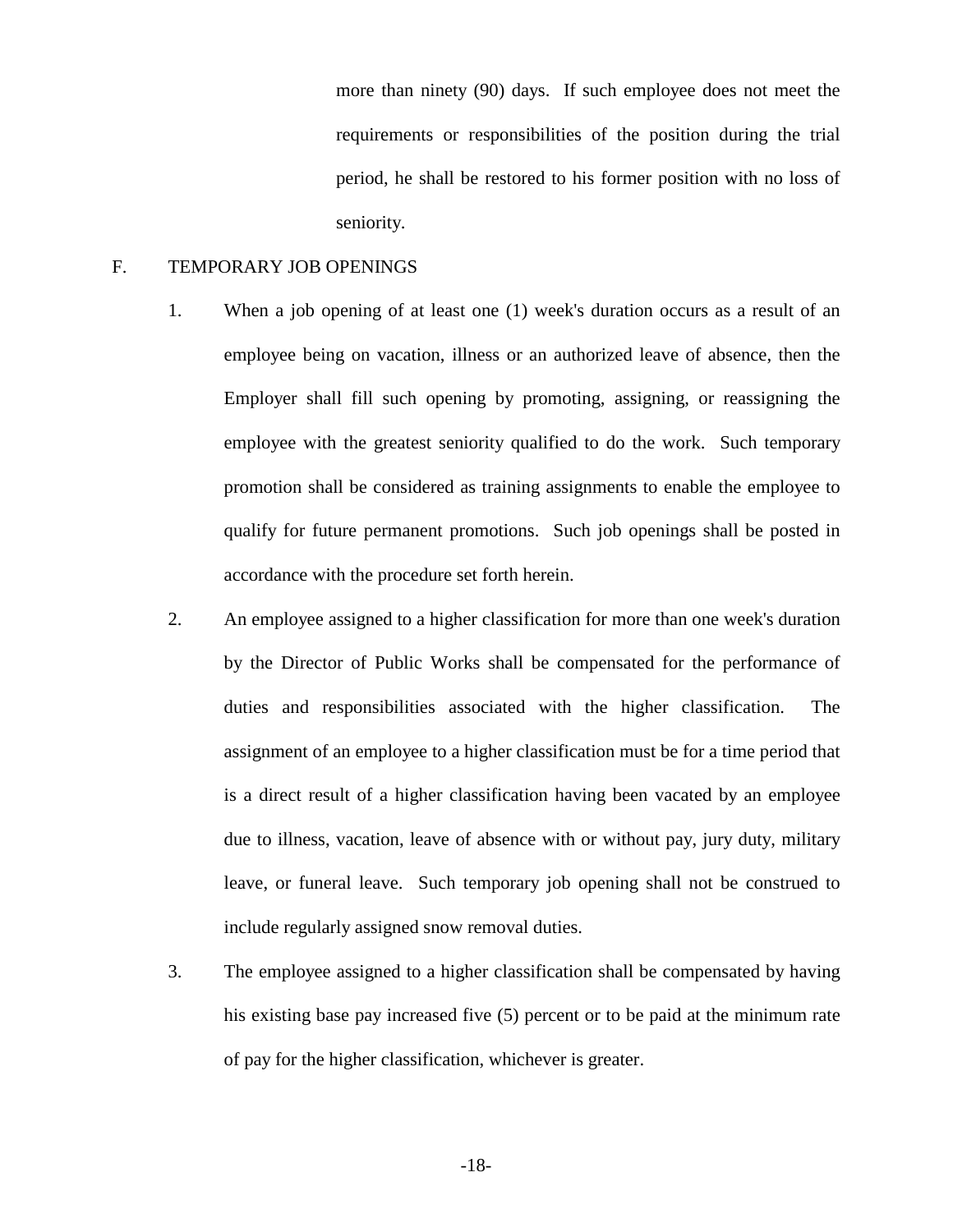more than ninety (90) days. If such employee does not meet the requirements or responsibilities of the position during the trial period, he shall be restored to his former position with no loss of seniority.

F. TEMPORARY JOB OPENINGS

1. When a job opening of at least one (1) week's duration occurs as a result of an employee being on vacation, illness or an authorized leave of absence, then the Employer shall fill such opening by promoting, assigning, or reassigning the employee with the greatest seniority qualified to do the work. Such temporary promotion shall be considered as training assignments to enable the employee to qualify for future permanent promotions. Such job openings shall be posted in accordance with the procedure set forth herein.

2. An employee assigned to a higher classification for more than one week's duration by the Director of Public Works shall be compensated for the performance of duties and responsibilities associated with the higher classification. The assignment of an employee to a higher classification must be for a time period that is a direct result of a higher classification having been vacated by an employee due to illness, vacation, leave of absence with or without pay, jury duty, military leave, or funeral leave. Such temporary job opening shall not be construed to include regularly assigned snow removal duties.

3. The employee assigned to a higher classification shall be compensated by having his existing base pay increased five (5) percent or to be paid at the minimum rate of pay for the higher classification, whichever is greater.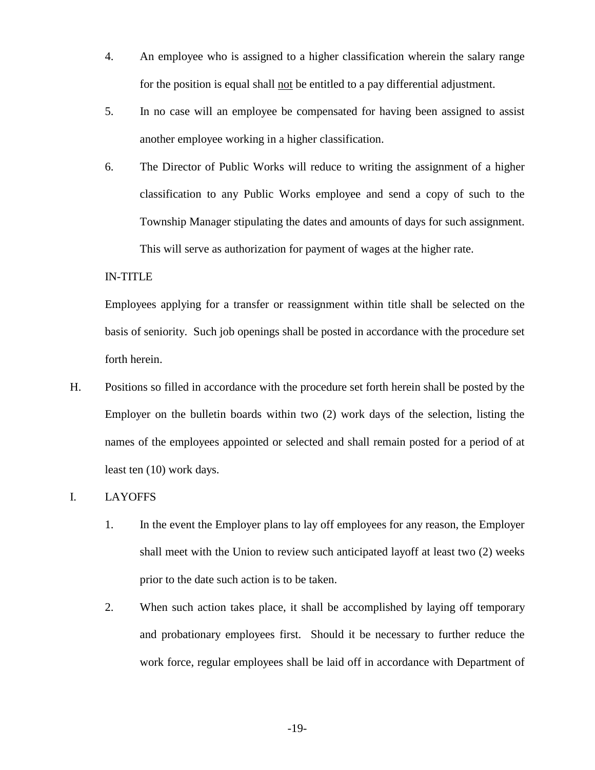4. An employee who is assigned to a higher classification wherein the salary range for the position is equal shall <u>not</u> be entitled to a pay differential adjustment.

5. In no case will an employee be compensated for having been assigned to assist another employee working in a higher classification.

6. The Director of Public Works will reduce to writing the assignment of a higher classification to any Public Works employee and send a copy of such to the Township Manager stipulating the dates and amounts of days for such assignment. This will serve as authorization for payment of wages at the higher rate.

IN-TITLE

Employees applying for a transfer or reassignment within title shall be selected on the basis of seniority. Such job openings shall be posted in accordance with the procedure set forth herein.

H. Positions so filled in accordance with the procedure set forth herein shall be posted by the Employer on the bulletin boards within two (2) work days of the selection, listing the names of the employees appointed or selected and shall remain posted for a period of at least ten (10) work days.

I. LAYOFFS

1. In the event the Employer plans to lay off employees for any reason, the Employer shall meet with the Union to review such anticipated layoff at least two (2) weeks prior to the date such action is to be taken.

2. When such action takes place, it shall be accomplished by laying off temporary and probationary employees first. Should it be necessary to further reduce the work force, regular employees shall be laid off in accordance with Department of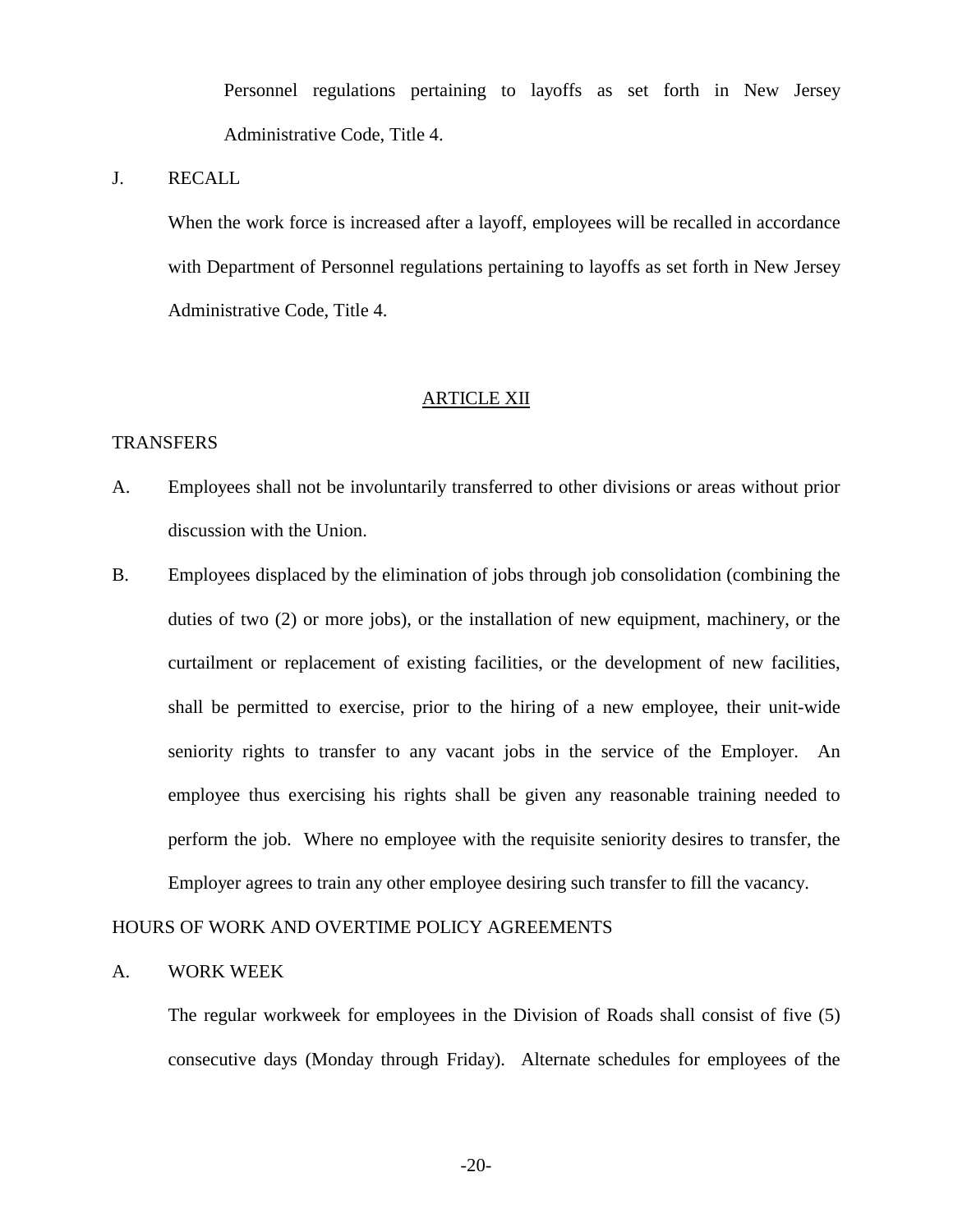Personnel regulations pertaining to layoffs as set forth in New Jersey Administrative Code, Title 4.

J. RECALL

When the work force is increased after a layoff, employees will be recalled in accordance with Department of Personnel regulations pertaining to layoffs as set forth in New Jersey Administrative Code, Title 4.

## ARTICLE XII

TRANSFERS

A. Employees shall not be involuntarily transferred to other divisions or areas without prior discussion with the Union.

B. Employees displaced by the elimination of jobs through job consolidation (combining the duties of two (2) or more jobs), or the installation of new equipment, machinery, or the curtailment or replacement of existing facilities, or the development of new facilities, shall be permitted to exercise, prior to the hiring of a new employee, their unit-wide seniority rights to transfer to any vacant jobs in the service of the Employer. An employee thus exercising his rights shall be given any reasonable training needed to perform the job. Where no employee with the requisite seniority desires to transfer, the Employer agrees to train any other employee desiring such transfer to fill the vacancy.

HOURS OF WORK AND OVERTIME POLICY AGREEMENTS

A. WORK WEEK

The regular workweek for employees in the Division of Roads shall consist of five (5) consecutive days (Monday through Friday). Alternate schedules for employees of the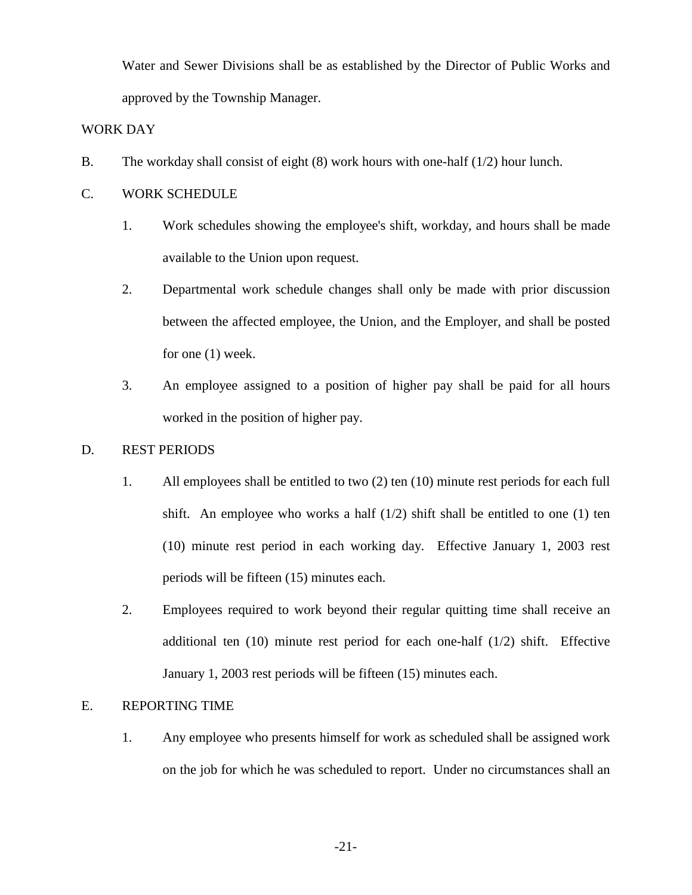Water and Sewer Divisions shall be as established by the Director of Public Works and approved by the Township Manager.

WORK DAY

B. The workday shall consist of eight (8) work hours with one-half (1/2) hour lunch.

C. WORK SCHEDULE

1. Work schedules showing the employee's shift, workday, and hours shall be made available to the Union upon request.

2. Departmental work schedule changes shall only be made with prior discussion between the affected employee, the Union, and the Employer, and shall be posted for one (1) week.

3. An employee assigned to a position of higher pay shall be paid for all hours worked in the position of higher pay.

D. REST PERIODS

1. All employees shall be entitled to two (2) ten (10) minute rest periods for each full shift. An employee who works a half (1/2) shift shall be entitled to one (1) ten (10) minute rest period in each working day. Effective January 1, 2003 rest periods will be fifteen (15) minutes each.

2. Employees required to work beyond their regular quitting time shall receive an additional ten (10) minute rest period for each one-half (1/2) shift. Effective January 1, 2003 rest periods will be fifteen (15) minutes each.

E. REPORTING TIME

1. Any employee who presents himself for work as scheduled shall be assigned work on the job for which he was scheduled to report. Under no circumstances shall an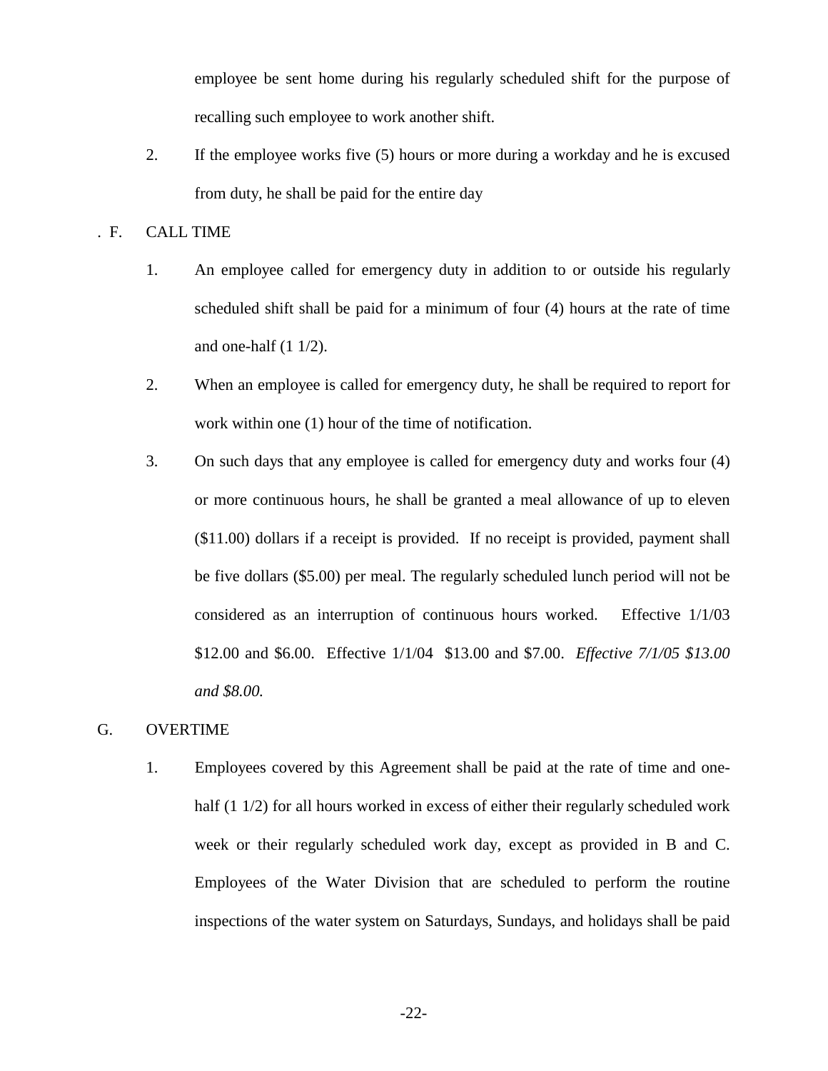employee be sent home during his regularly scheduled shift for the purpose of recalling such employee to work another shift.

2. If the employee works five (5) hours or more during a workday and he is excused from duty, he shall be paid for the entire day

. F. CALL TIME

1. An employee called for emergency duty in addition to or outside his regularly scheduled shift shall be paid for a minimum of four (4) hours at the rate of time and one-half (1 1/2).

2. When an employee is called for emergency duty, he shall be required to report for work within one (1) hour of the time of notification.

3. On such days that any employee is called for emergency duty and works four (4) or more continuous hours, he shall be granted a meal allowance of up to eleven ($11.00) dollars if a receipt is provided. If no receipt is provided, payment shall be five dollars ($5.00) per meal. The regularly scheduled lunch period will not be considered as an interruption of continuous hours worked. Effective 1/1/03 $12.00 and $6.00. Effective 1/1/04 $13.00 and $7.00. *Effective 7/1/05 $13.00 and $8.00.*

G. OVERTIME

1. Employees covered by this Agreement shall be paid at the rate of time and one-half (1 1/2) for all hours worked in excess of either their regularly scheduled work week or their regularly scheduled work day, except as provided in B and C. Employees of the Water Division that are scheduled to perform the routine inspections of the water system on Saturdays, Sundays, and holidays shall be paid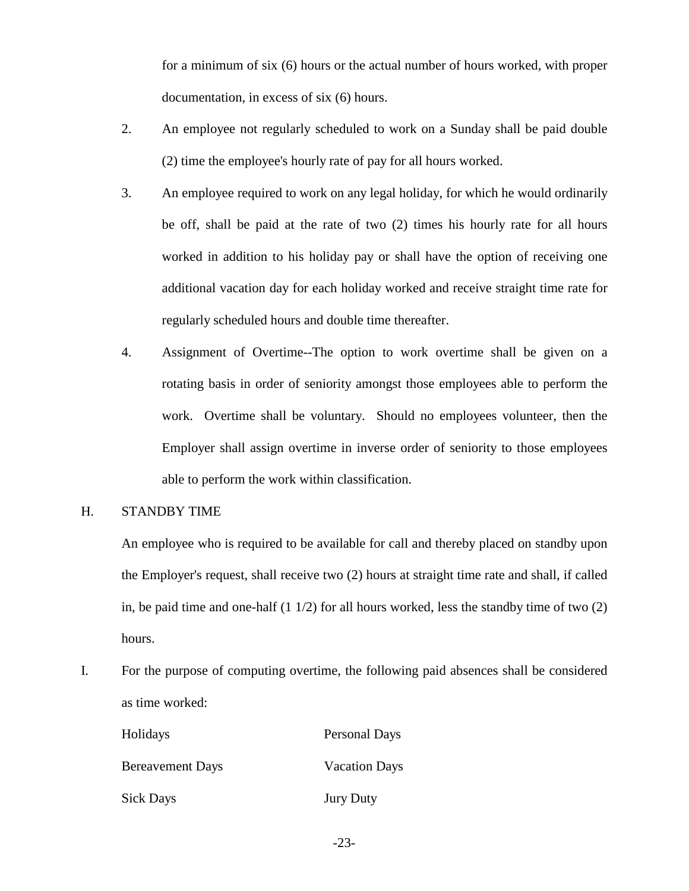for a minimum of six (6) hours or the actual number of hours worked, with proper documentation, in excess of six (6) hours.

2. An employee not regularly scheduled to work on a Sunday shall be paid double (2) time the employee's hourly rate of pay for all hours worked.

3. An employee required to work on any legal holiday, for which he would ordinarily be off, shall be paid at the rate of two (2) times his hourly rate for all hours worked in addition to his holiday pay or shall have the option of receiving one additional vacation day for each holiday worked and receive straight time rate for regularly scheduled hours and double time thereafter.

4. Assignment of Overtime--The option to work overtime shall be given on a rotating basis in order of seniority amongst those employees able to perform the work. Overtime shall be voluntary. Should no employees volunteer, then the Employer shall assign overtime in inverse order of seniority to those employees able to perform the work within classification.

H. STANDBY TIME

An employee who is required to be available for call and thereby placed on standby upon the Employer's request, shall receive two (2) hours at straight time rate and shall, if called in, be paid time and one-half (1 1/2) for all hours worked, less the standby time of two (2) hours.

I. For the purpose of computing overtime, the following paid absences shall be considered as time worked:

| | |
|---|---|
| Holidays | Personal Days |
| Bereavement Days | Vacation Days |
| Sick Days | Jury Duty |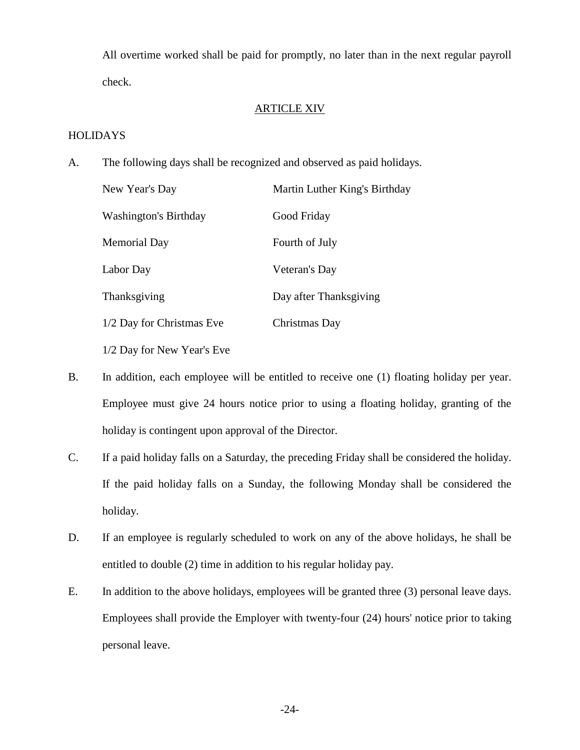All overtime worked shall be paid for promptly, no later than in the next regular payroll check.

## ARTICLE XIV

HOLIDAYS

A. The following days shall be recognized and observed as paid holidays.

| | |
|---|---|
| New Year's Day | Martin Luther King's Birthday |
| Washington's Birthday | Good Friday |
| Memorial Day | Fourth of July |
| Labor Day | Veteran's Day |
| Thanksgiving | Day after Thanksgiving |
| 1/2 Day for Christmas Eve | Christmas Day |
| 1/2 Day for New Year's Eve | |

B. In addition, each employee will be entitled to receive one (1) floating holiday per year. Employee must give 24 hours notice prior to using a floating holiday, granting of the holiday is contingent upon approval of the Director.

C. If a paid holiday falls on a Saturday, the preceding Friday shall be considered the holiday. If the paid holiday falls on a Sunday, the following Monday shall be considered the holiday.

D. If an employee is regularly scheduled to work on any of the above holidays, he shall be entitled to double (2) time in addition to his regular holiday pay.

E. In addition to the above holidays, employees will be granted three (3) personal leave days. Employees shall provide the Employer with twenty-four (24) hours' notice prior to taking personal leave.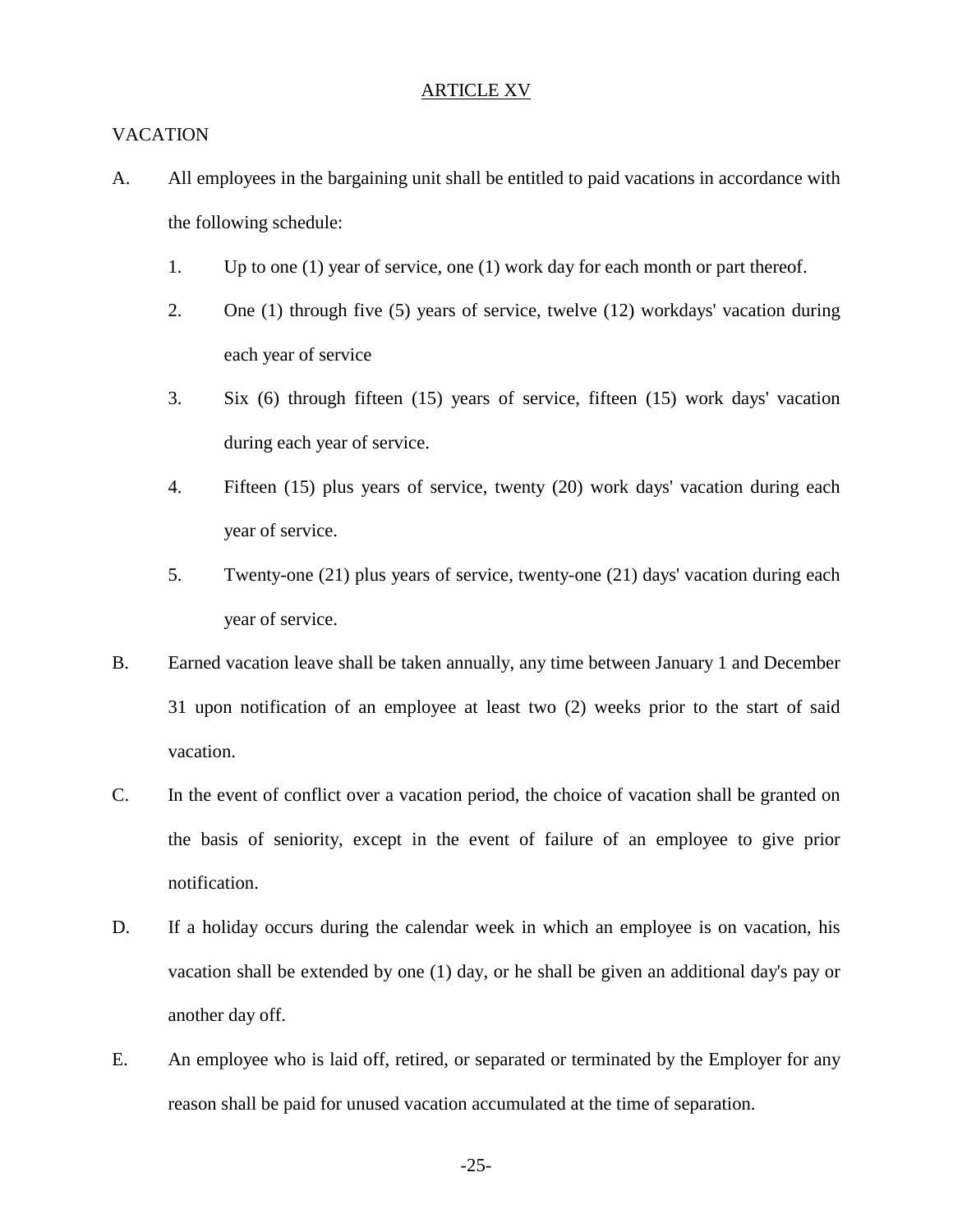## ARTICLE XV

VACATION

A. All employees in the bargaining unit shall be entitled to paid vacations in accordance with the following schedule:

   1. Up to one (1) year of service, one (1) work day for each month or part thereof.

   2. One (1) through five (5) years of service, twelve (12) workdays' vacation during each year of service

   3. Six (6) through fifteen (15) years of service, fifteen (15) work days' vacation during each year of service.

   4. Fifteen (15) plus years of service, twenty (20) work days' vacation during each year of service.

   5. Twenty-one (21) plus years of service, twenty-one (21) days' vacation during each year of service.

B. Earned vacation leave shall be taken annually, any time between January 1 and December 31 upon notification of an employee at least two (2) weeks prior to the start of said vacation.

C. In the event of conflict over a vacation period, the choice of vacation shall be granted on the basis of seniority, except in the event of failure of an employee to give prior notification.

D. If a holiday occurs during the calendar week in which an employee is on vacation, his vacation shall be extended by one (1) day, or he shall be given an additional day's pay or another day off.

E. An employee who is laid off, retired, or separated or terminated by the Employer for any reason shall be paid for unused vacation accumulated at the time of separation.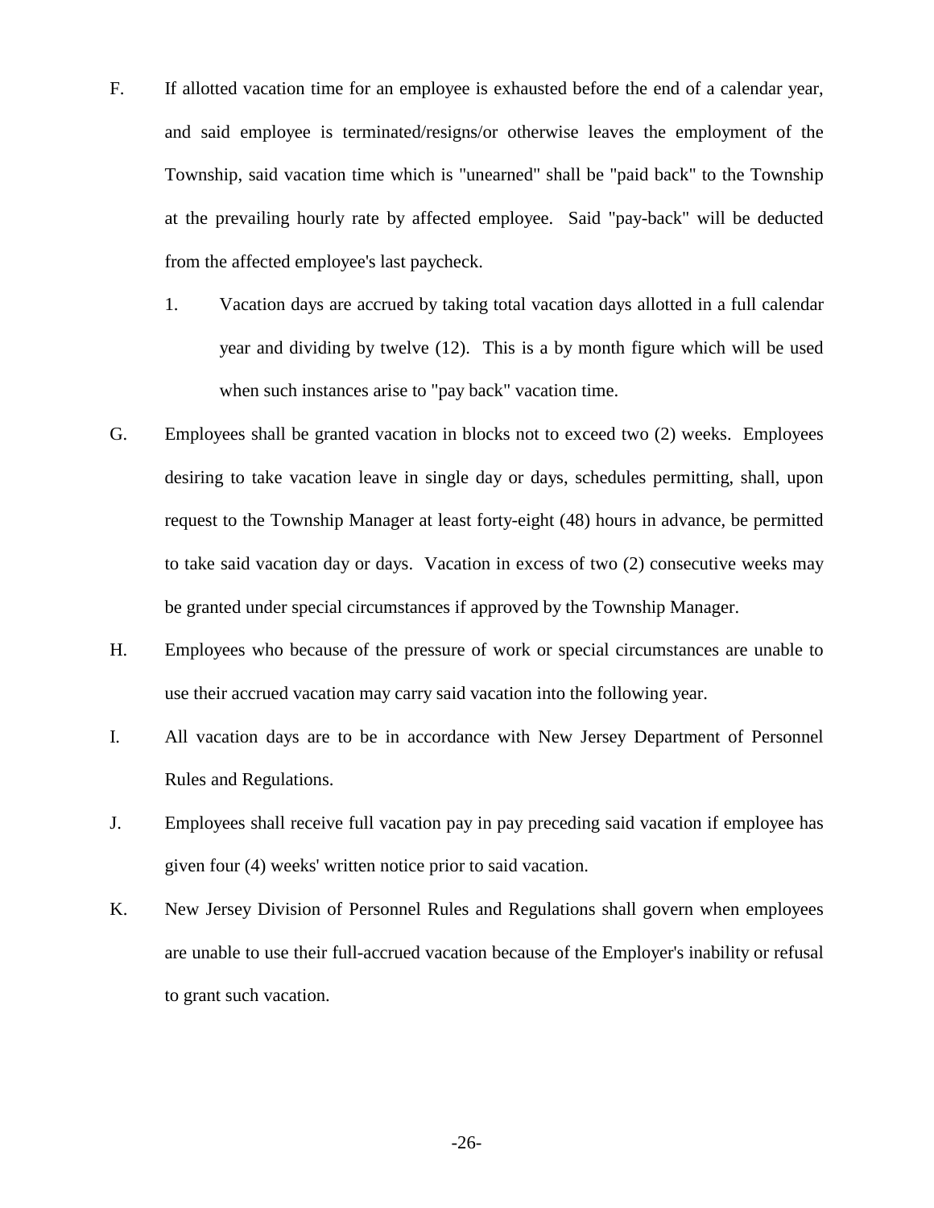F. If allotted vacation time for an employee is exhausted before the end of a calendar year, and said employee is terminated/resigns/or otherwise leaves the employment of the Township, said vacation time which is "unearned" shall be "paid back" to the Township at the prevailing hourly rate by affected employee. Said "pay-back" will be deducted from the affected employee's last paycheck.

   1. Vacation days are accrued by taking total vacation days allotted in a full calendar year and dividing by twelve (12). This is a by month figure which will be used when such instances arise to "pay back" vacation time.

G. Employees shall be granted vacation in blocks not to exceed two (2) weeks. Employees desiring to take vacation leave in single day or days, schedules permitting, shall, upon request to the Township Manager at least forty-eight (48) hours in advance, be permitted to take said vacation day or days. Vacation in excess of two (2) consecutive weeks may be granted under special circumstances if approved by the Township Manager.

H. Employees who because of the pressure of work or special circumstances are unable to use their accrued vacation may carry said vacation into the following year.

I. All vacation days are to be in accordance with New Jersey Department of Personnel Rules and Regulations.

J. Employees shall receive full vacation pay in pay preceding said vacation if employee has given four (4) weeks' written notice prior to said vacation.

K. New Jersey Division of Personnel Rules and Regulations shall govern when employees are unable to use their full-accrued vacation because of the Employer's inability or refusal to grant such vacation.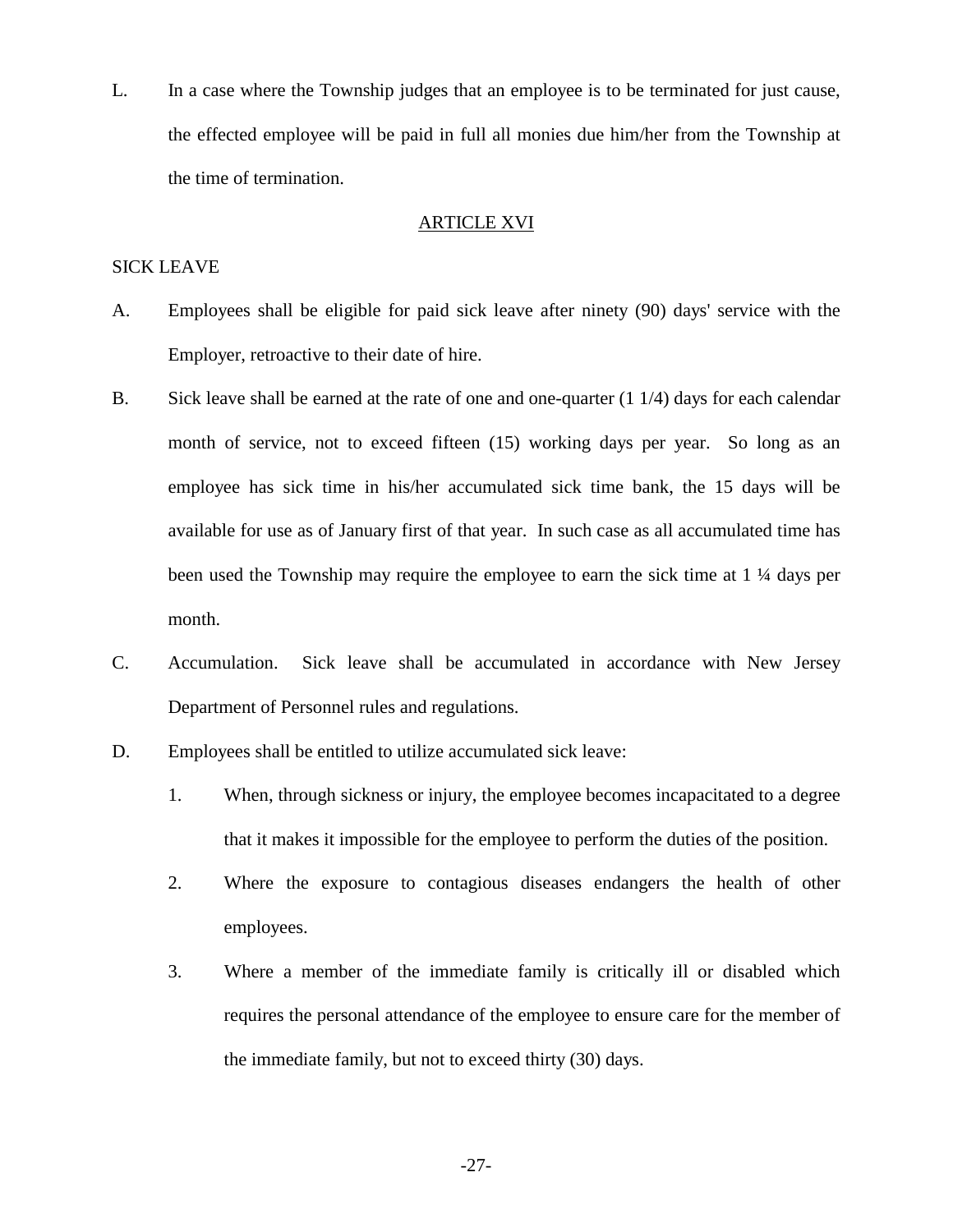L. In a case where the Township judges that an employee is to be terminated for just cause, the effected employee will be paid in full all monies due him/her from the Township at the time of termination.

## ARTICLE XVI

SICK LEAVE

A. Employees shall be eligible for paid sick leave after ninety (90) days' service with the Employer, retroactive to their date of hire.

B. Sick leave shall be earned at the rate of one and one-quarter (1 1/4) days for each calendar month of service, not to exceed fifteen (15) working days per year. So long as an employee has sick time in his/her accumulated sick time bank, the 15 days will be available for use as of January first of that year. In such case as all accumulated time has been used the Township may require the employee to earn the sick time at 1 ¼ days per month.

C. Accumulation. Sick leave shall be accumulated in accordance with New Jersey Department of Personnel rules and regulations.

D. Employees shall be entitled to utilize accumulated sick leave:

   1. When, through sickness or injury, the employee becomes incapacitated to a degree that it makes it impossible for the employee to perform the duties of the position.

   2. Where the exposure to contagious diseases endangers the health of other employees.

   3. Where a member of the immediate family is critically ill or disabled which requires the personal attendance of the employee to ensure care for the member of the immediate family, but not to exceed thirty (30) days.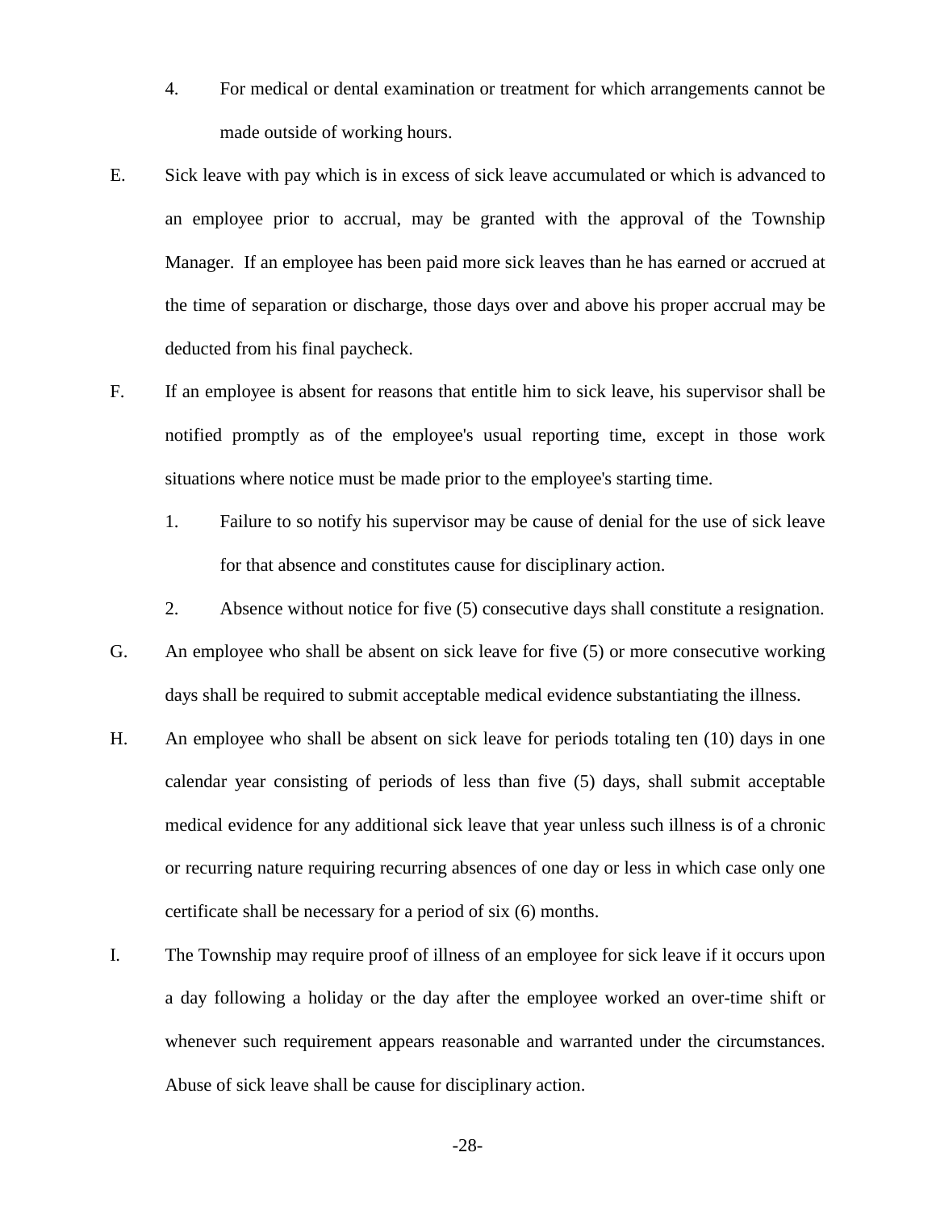4. For medical or dental examination or treatment for which arrangements cannot be made outside of working hours.

E. Sick leave with pay which is in excess of sick leave accumulated or which is advanced to an employee prior to accrual, may be granted with the approval of the Township Manager. If an employee has been paid more sick leaves than he has earned or accrued at the time of separation or discharge, those days over and above his proper accrual may be deducted from his final paycheck.

F. If an employee is absent for reasons that entitle him to sick leave, his supervisor shall be notified promptly as of the employee's usual reporting time, except in those work situations where notice must be made prior to the employee's starting time.

   1. Failure to so notify his supervisor may be cause of denial for the use of sick leave for that absence and constitutes cause for disciplinary action.

   2. Absence without notice for five (5) consecutive days shall constitute a resignation.

G. An employee who shall be absent on sick leave for five (5) or more consecutive working days shall be required to submit acceptable medical evidence substantiating the illness.

H. An employee who shall be absent on sick leave for periods totaling ten (10) days in one calendar year consisting of periods of less than five (5) days, shall submit acceptable medical evidence for any additional sick leave that year unless such illness is of a chronic or recurring nature requiring recurring absences of one day or less in which case only one certificate shall be necessary for a period of six (6) months.

I. The Township may require proof of illness of an employee for sick leave if it occurs upon a day following a holiday or the day after the employee worked an over-time shift or whenever such requirement appears reasonable and warranted under the circumstances. Abuse of sick leave shall be cause for disciplinary action.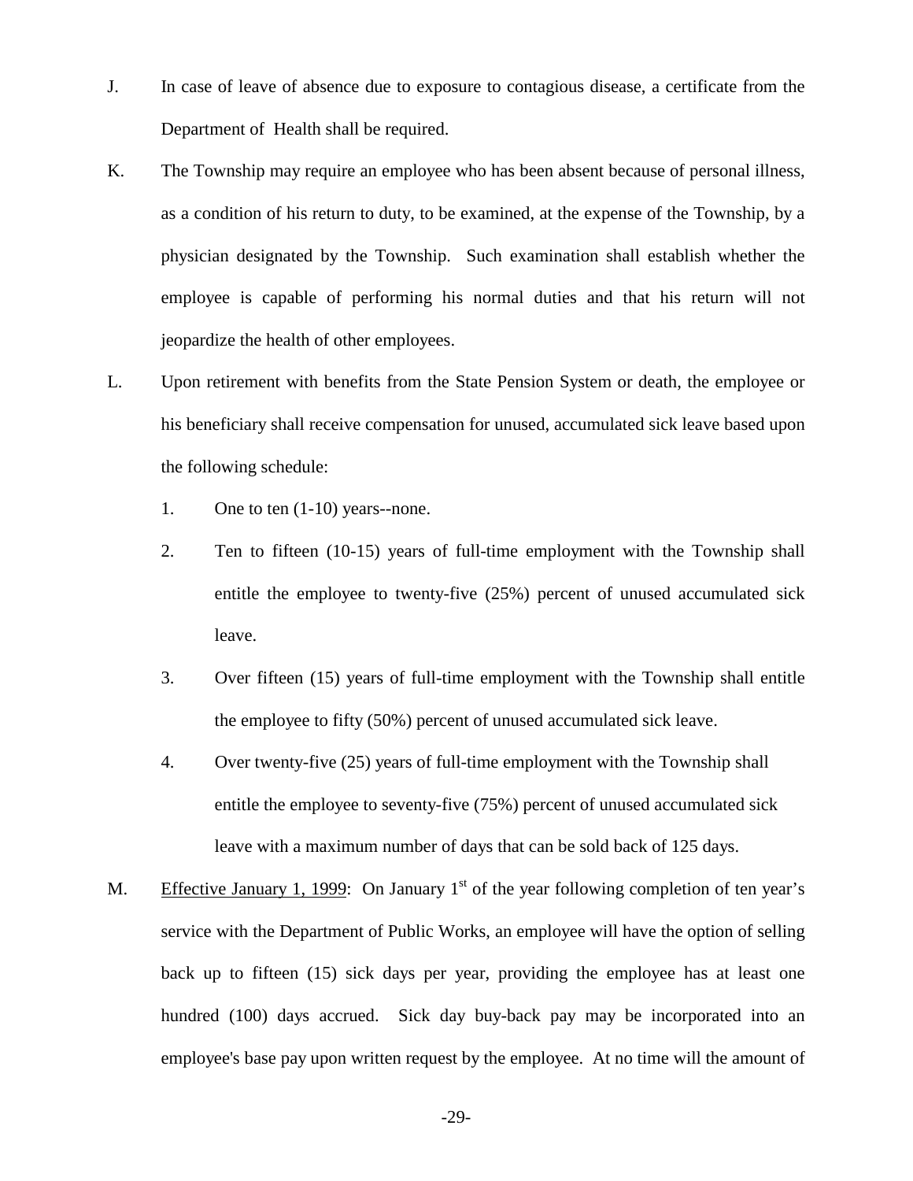J. In case of leave of absence due to exposure to contagious disease, a certificate from the Department of Health shall be required.

K. The Township may require an employee who has been absent because of personal illness, as a condition of his return to duty, to be examined, at the expense of the Township, by a physician designated by the Township. Such examination shall establish whether the employee is capable of performing his normal duties and that his return will not jeopardize the health of other employees.

L. Upon retirement with benefits from the State Pension System or death, the employee or his beneficiary shall receive compensation for unused, accumulated sick leave based upon the following schedule:

   1. One to ten (1-10) years--none.

   2. Ten to fifteen (10-15) years of full-time employment with the Township shall entitle the employee to twenty-five (25%) percent of unused accumulated sick leave.

   3. Over fifteen (15) years of full-time employment with the Township shall entitle the employee to fifty (50%) percent of unused accumulated sick leave.

   4. Over twenty-five (25) years of full-time employment with the Township shall entitle the employee to seventy-five (75%) percent of unused accumulated sick leave with a maximum number of days that can be sold back of 125 days.

M. Effective January 1, 1999: On January 1st of the year following completion of ten year's service with the Department of Public Works, an employee will have the option of selling back up to fifteen (15) sick days per year, providing the employee has at least one hundred (100) days accrued. Sick day buy-back pay may be incorporated into an employee's base pay upon written request by the employee. At no time will the amount of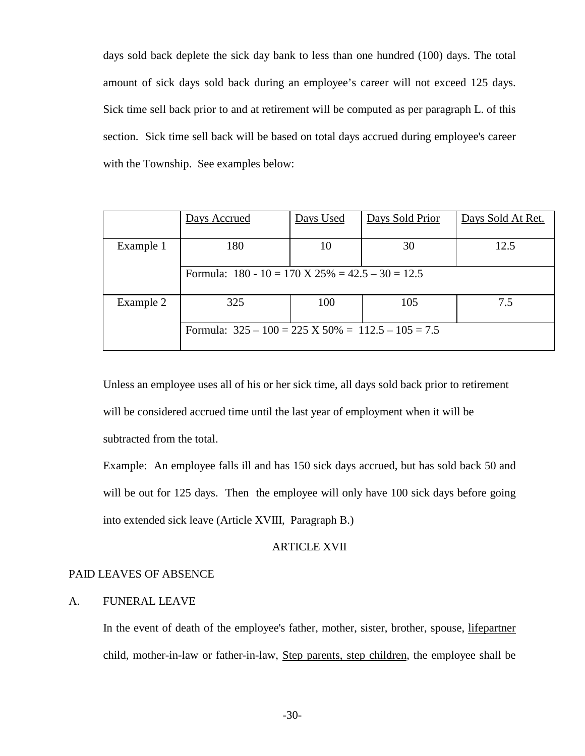days sold back deplete the sick day bank to less than one hundred (100) days. The total amount of sick days sold back during an employee's career will not exceed 125 days. Sick time sell back prior to and at retirement will be computed as per paragraph L. of this section. Sick time sell back will be based on total days accrued during employee's career with the Township. See examples below:

| | Days Accrued | Days Used | Days Sold Prior | Days Sold At Ret. |
|---|---|---|---|---|
| Example 1 | 180 | 10 | 30 | 12.5 |
| | Formula: 180 - 10 = 170 X 25% = 42.5 – 30 = 12.5 | | | |
| Example 2 | 325 | 100 | 105 | 7.5 |
| | Formula: 325 – 100 = 225 X 50% = 112.5 – 105 = 7.5 | | | |

Unless an employee uses all of his or her sick time, all days sold back prior to retirement will be considered accrued time until the last year of employment when it will be subtracted from the total.

Example: An employee falls ill and has 150 sick days accrued, but has sold back 50 and will be out for 125 days. Then the employee will only have 100 sick days before going into extended sick leave (Article XVIII, Paragraph B.)

## ARTICLE XVII

## PAID LEAVES OF ABSENCE

### A. FUNERAL LEAVE

In the event of death of the employee's father, mother, sister, brother, spouse, lifepartner child, mother-in-law or father-in-law, Step parents, step children, the employee shall be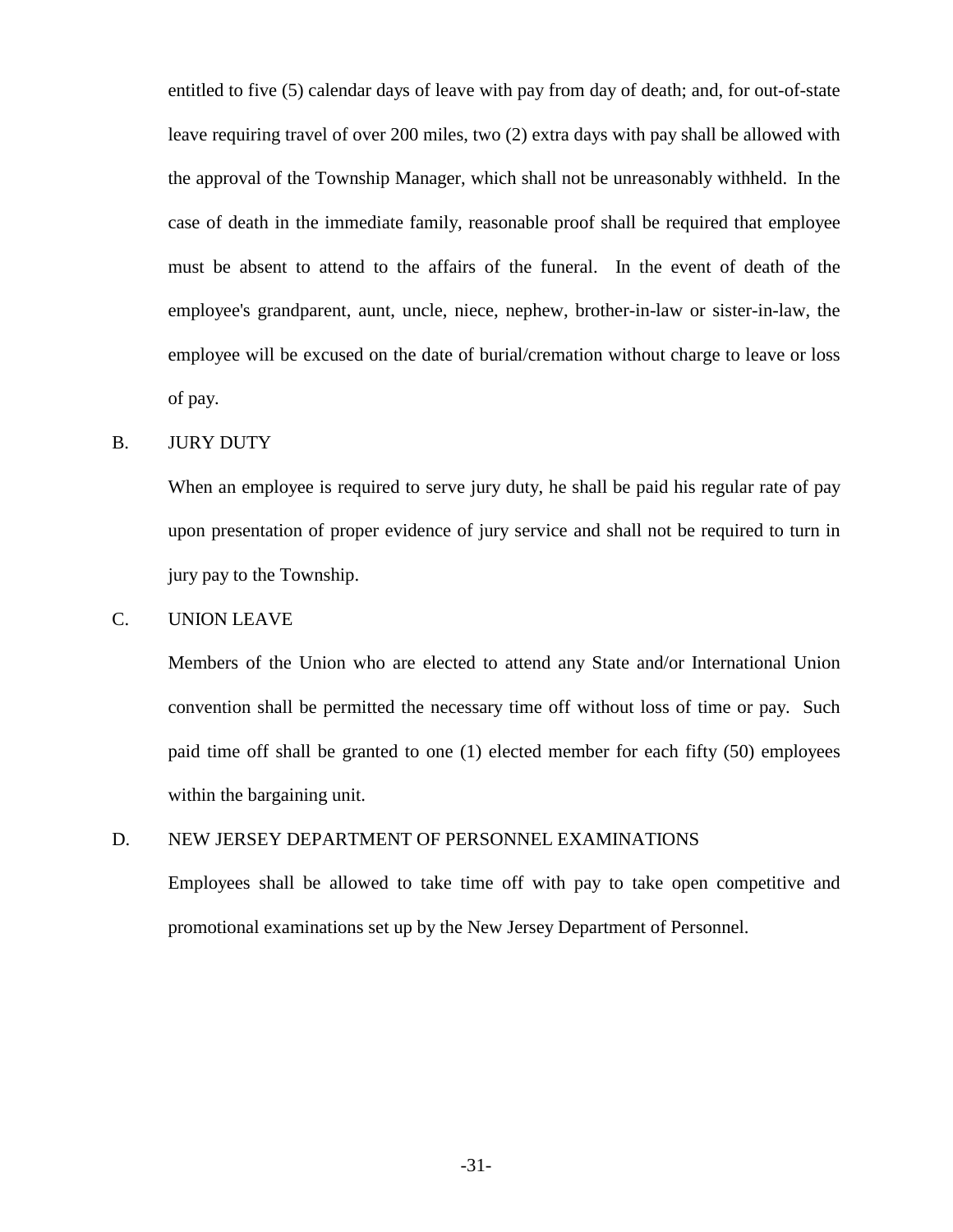entitled to five (5) calendar days of leave with pay from day of death; and, for out-of-state leave requiring travel of over 200 miles, two (2) extra days with pay shall be allowed with the approval of the Township Manager, which shall not be unreasonably withheld. In the case of death in the immediate family, reasonable proof shall be required that employee must be absent to attend to the affairs of the funeral. In the event of death of the employee's grandparent, aunt, uncle, niece, nephew, brother-in-law or sister-in-law, the employee will be excused on the date of burial/cremation without charge to leave or loss of pay.

B. JURY DUTY

When an employee is required to serve jury duty, he shall be paid his regular rate of pay upon presentation of proper evidence of jury service and shall not be required to turn in jury pay to the Township.

C. UNION LEAVE

Members of the Union who are elected to attend any State and/or International Union convention shall be permitted the necessary time off without loss of time or pay. Such paid time off shall be granted to one (1) elected member for each fifty (50) employees within the bargaining unit.

D. NEW JERSEY DEPARTMENT OF PERSONNEL EXAMINATIONS

Employees shall be allowed to take time off with pay to take open competitive and promotional examinations set up by the New Jersey Department of Personnel.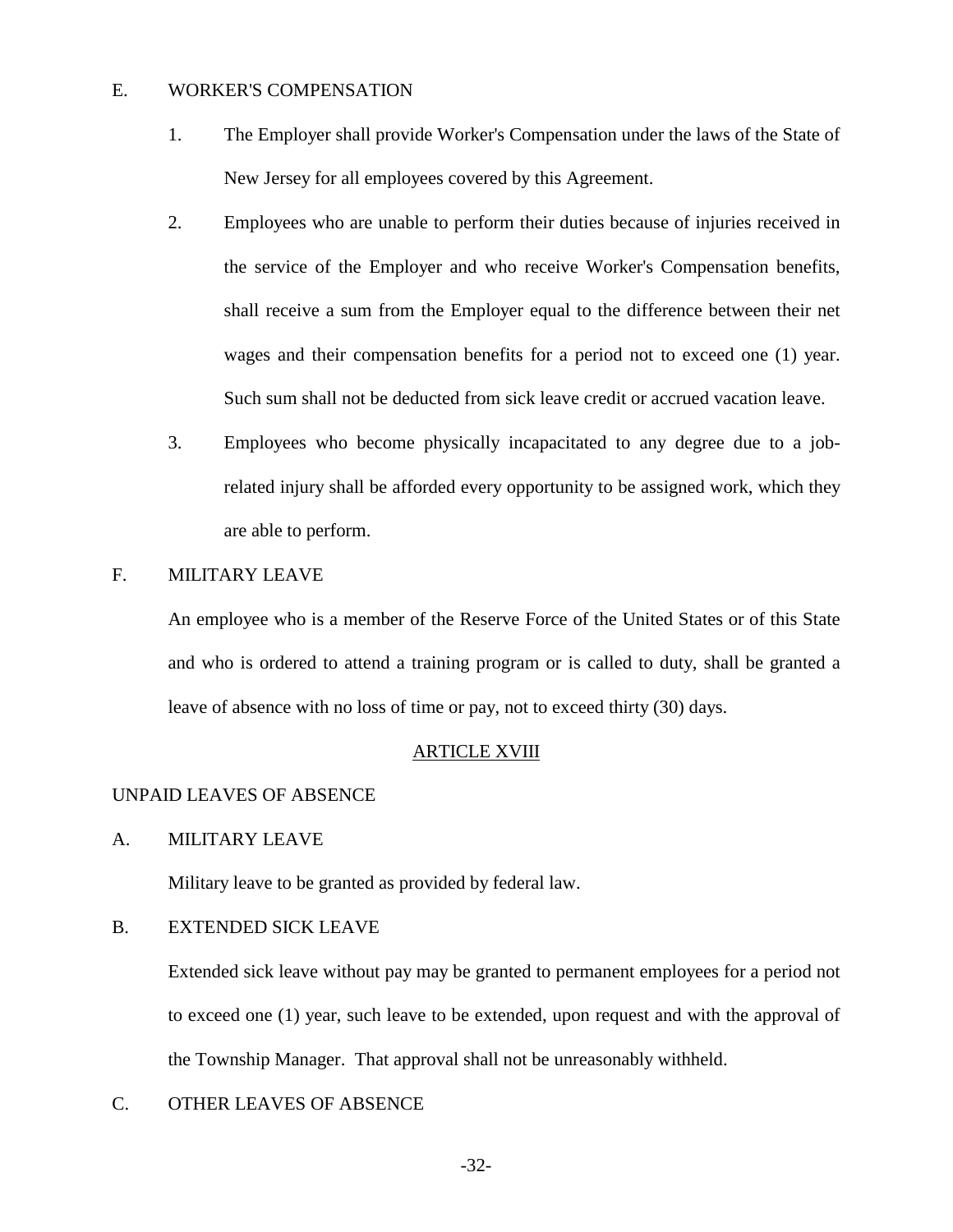E. WORKER'S COMPENSATION

1. The Employer shall provide Worker's Compensation under the laws of the State of New Jersey for all employees covered by this Agreement.

2. Employees who are unable to perform their duties because of injuries received in the service of the Employer and who receive Worker's Compensation benefits, shall receive a sum from the Employer equal to the difference between their net wages and their compensation benefits for a period not to exceed one (1) year. Such sum shall not be deducted from sick leave credit or accrued vacation leave.

3. Employees who become physically incapacitated to any degree due to a job-related injury shall be afforded every opportunity to be assigned work, which they are able to perform.

F. MILITARY LEAVE

An employee who is a member of the Reserve Force of the United States or of this State and who is ordered to attend a training program or is called to duty, shall be granted a leave of absence with no loss of time or pay, not to exceed thirty (30) days.

## ARTICLE XVIII

UNPAID LEAVES OF ABSENCE

A. MILITARY LEAVE

Military leave to be granted as provided by federal law.

B. EXTENDED SICK LEAVE

Extended sick leave without pay may be granted to permanent employees for a period not to exceed one (1) year, such leave to be extended, upon request and with the approval of the Township Manager. That approval shall not be unreasonably withheld.

C. OTHER LEAVES OF ABSENCE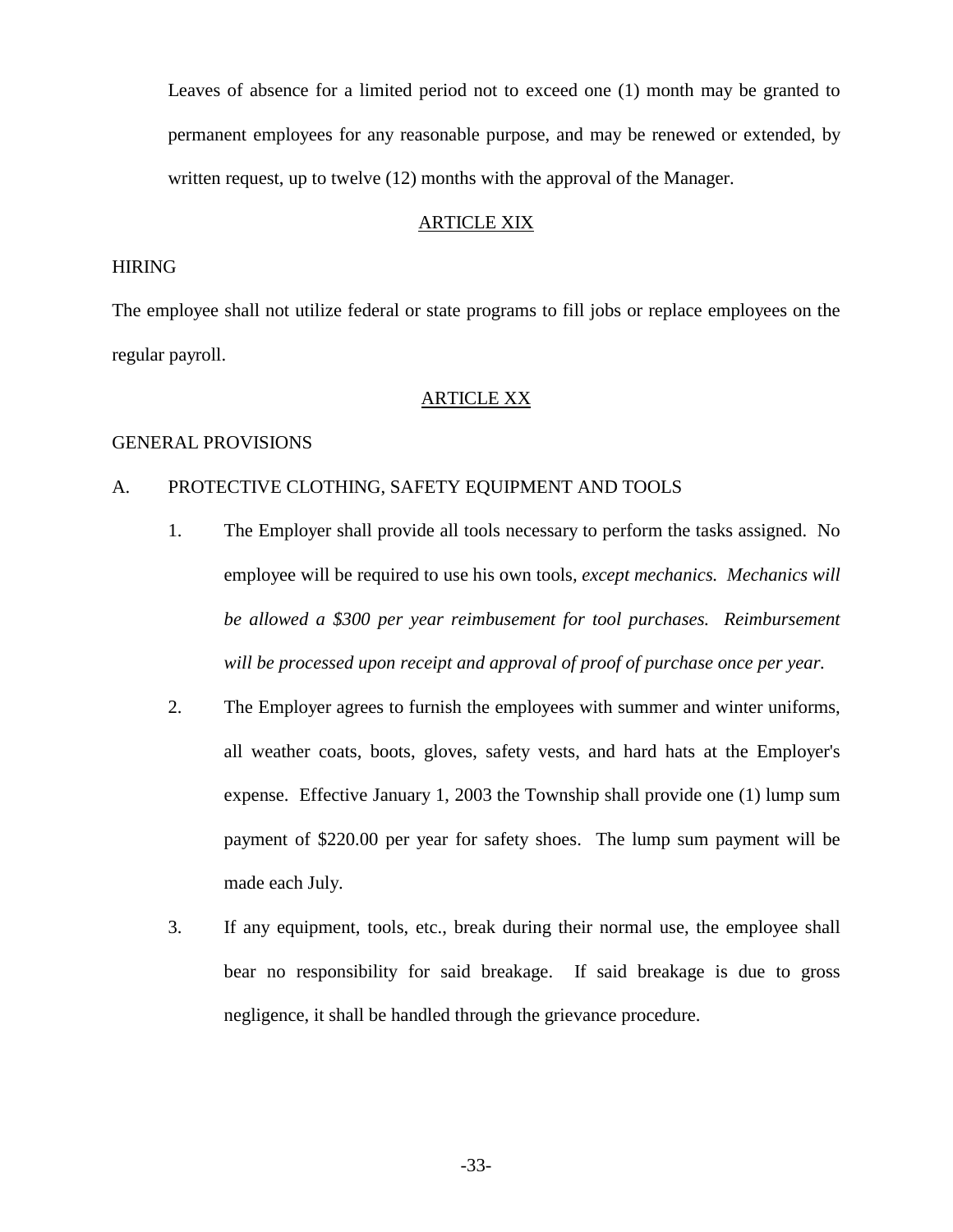Leaves of absence for a limited period not to exceed one (1) month may be granted to permanent employees for any reasonable purpose, and may be renewed or extended, by written request, up to twelve (12) months with the approval of the Manager.

## ARTICLE XIX

HIRING

The employee shall not utilize federal or state programs to fill jobs or replace employees on the regular payroll.

## ARTICLE XX

GENERAL PROVISIONS

A. PROTECTIVE CLOTHING, SAFETY EQUIPMENT AND TOOLS

1. The Employer shall provide all tools necessary to perform the tasks assigned. No employee will be required to use his own tools, *except mechanics. Mechanics will be allowed a $300 per year reimbusement for tool purchases. Reimbursement will be processed upon receipt and approval of proof of purchase once per year.*

2. The Employer agrees to furnish the employees with summer and winter uniforms, all weather coats, boots, gloves, safety vests, and hard hats at the Employer's expense. Effective January 1, 2003 the Township shall provide one (1) lump sum payment of $220.00 per year for safety shoes. The lump sum payment will be made each July.

3. If any equipment, tools, etc., break during their normal use, the employee shall bear no responsibility for said breakage. If said breakage is due to gross negligence, it shall be handled through the grievance procedure.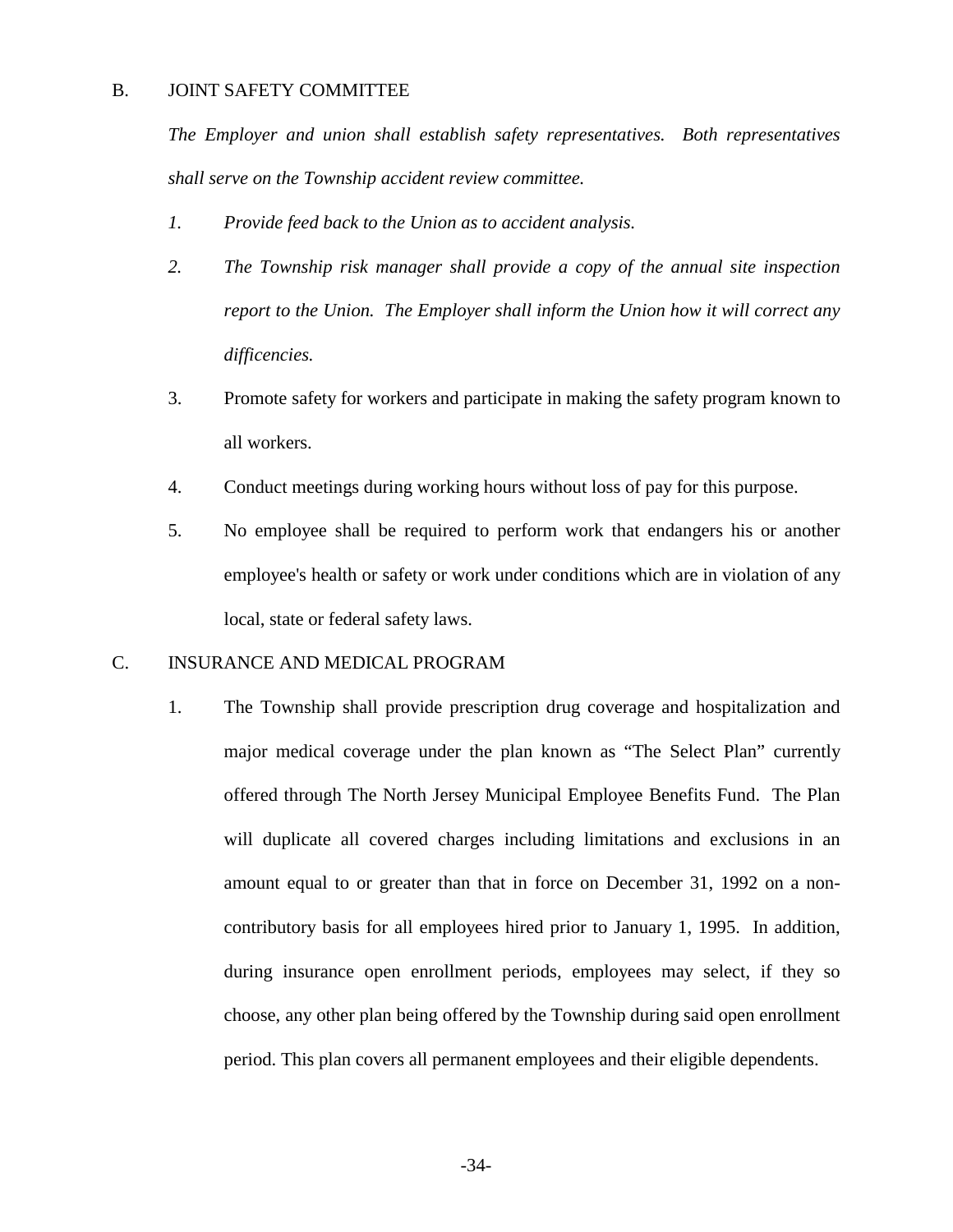B. JOINT SAFETY COMMITTEE

*The Employer and union shall establish safety representatives. Both representatives shall serve on the Township accident review committee.*

*1. Provide feed back to the Union as to accident analysis.*

*2. The Township risk manager shall provide a copy of the annual site inspection report to the Union. The Employer shall inform the Union how it will correct any difficencies.*

3. Promote safety for workers and participate in making the safety program known to all workers.

4. Conduct meetings during working hours without loss of pay for this purpose.

5. No employee shall be required to perform work that endangers his or another employee's health or safety or work under conditions which are in violation of any local, state or federal safety laws.

C. INSURANCE AND MEDICAL PROGRAM

1. The Township shall provide prescription drug coverage and hospitalization and major medical coverage under the plan known as "The Select Plan" currently offered through The North Jersey Municipal Employee Benefits Fund. The Plan will duplicate all covered charges including limitations and exclusions in an amount equal to or greater than that in force on December 31, 1992 on a non-contributory basis for all employees hired prior to January 1, 1995. In addition, during insurance open enrollment periods, employees may select, if they so choose, any other plan being offered by the Township during said open enrollment period. This plan covers all permanent employees and their eligible dependents.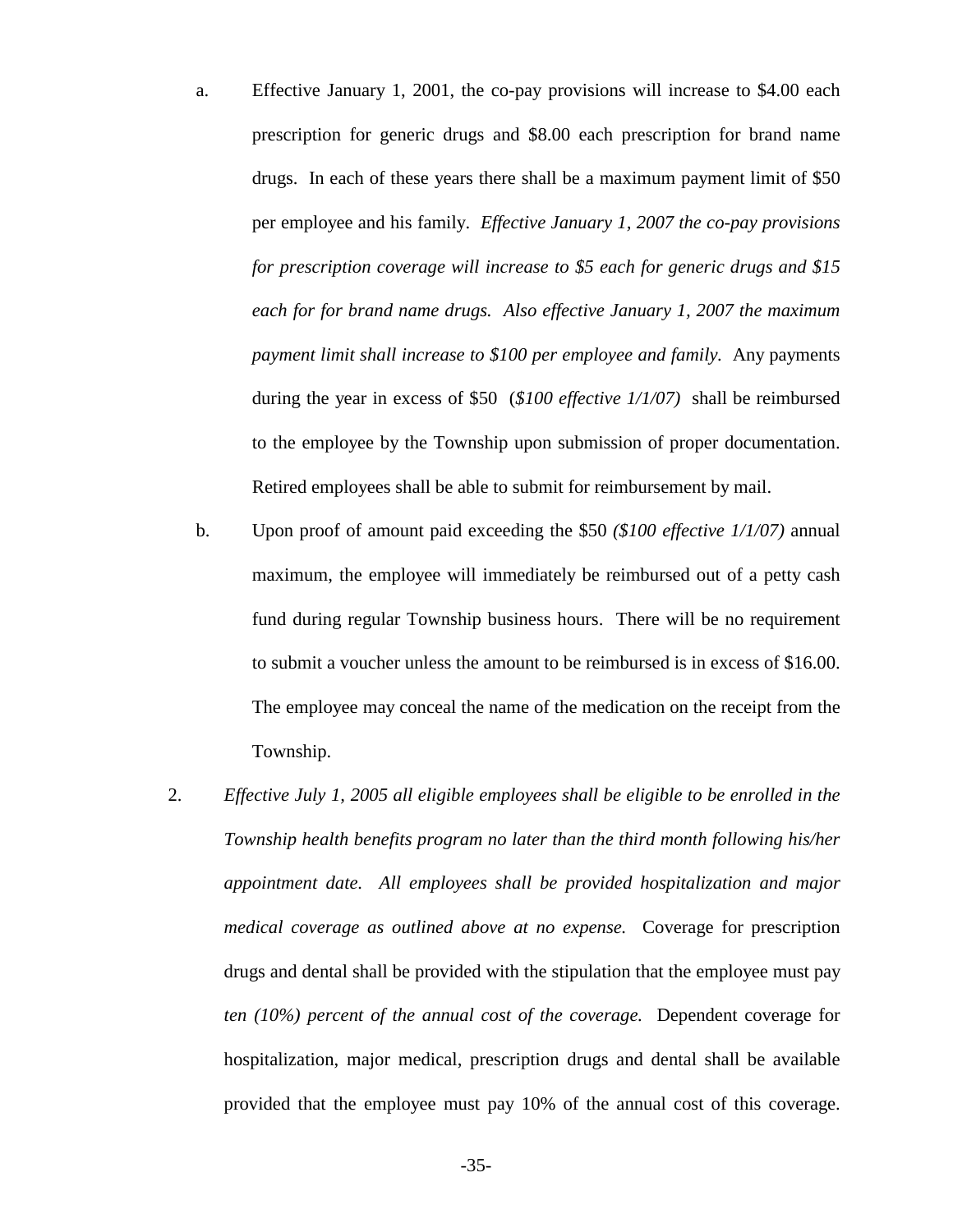a. Effective January 1, 2001, the co-pay provisions will increase to $4.00 each prescription for generic drugs and $8.00 each prescription for brand name drugs. In each of these years there shall be a maximum payment limit of $50 per employee and his family. *Effective January 1, 2007 the co-pay provisions for prescription coverage will increase to $5 each for generic drugs and $15 each for for brand name drugs. Also effective January 1, 2007 the maximum payment limit shall increase to $100 per employee and family.* Any payments during the year in excess of $50 (*$100 effective 1/1/07)* shall be reimbursed to the employee by the Township upon submission of proper documentation. Retired employees shall be able to submit for reimbursement by mail.

b. Upon proof of amount paid exceeding the $50 *($100 effective 1/1/07)* annual maximum, the employee will immediately be reimbursed out of a petty cash fund during regular Township business hours. There will be no requirement to submit a voucher unless the amount to be reimbursed is in excess of $16.00. The employee may conceal the name of the medication on the receipt from the Township.

2. *Effective July 1, 2005 all eligible employees shall be eligible to be enrolled in the Township health benefits program no later than the third month following his/her appointment date. All employees shall be provided hospitalization and major medical coverage as outlined above at no expense.* Coverage for prescription drugs and dental shall be provided with the stipulation that the employee must pay *ten (10%) percent of the annual cost of the coverage.* Dependent coverage for hospitalization, major medical, prescription drugs and dental shall be available provided that the employee must pay 10% of the annual cost of this coverage.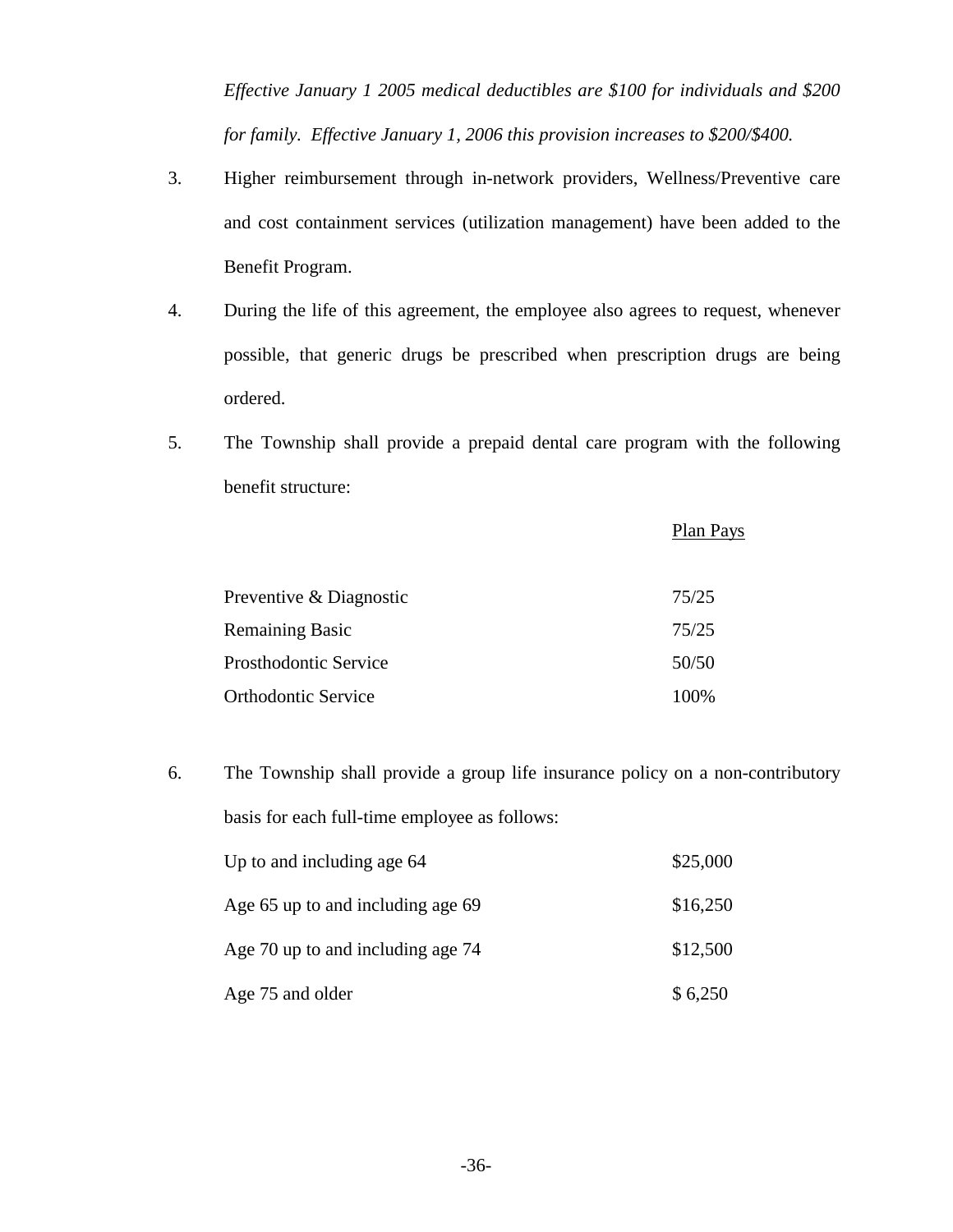*Effective January 1 2005 medical deductibles are $100 for individuals and $200 for family. Effective January 1, 2006 this provision increases to $200/$400.*

3. Higher reimbursement through in-network providers, Wellness/Preventive care and cost containment services (utilization management) have been added to the Benefit Program.

4. During the life of this agreement, the employee also agrees to request, whenever possible, that generic drugs be prescribed when prescription drugs are being ordered.

5. The Township shall provide a prepaid dental care program with the following benefit structure:

| | Plan Pays |
|---|---|
| Preventive & Diagnostic | 75/25 |
| Remaining Basic | 75/25 |
| Prosthodontic Service | 50/50 |
| Orthodontic Service | 100% |

6. The Township shall provide a group life insurance policy on a non-contributory basis for each full-time employee as follows:

| | |
|---|---|
| Up to and including age 64 | $25,000 |
| Age 65 up to and including age 69 | $16,250 |
| Age 70 up to and including age 74 | $12,500 |
| Age 75 and older | $ 6,250 |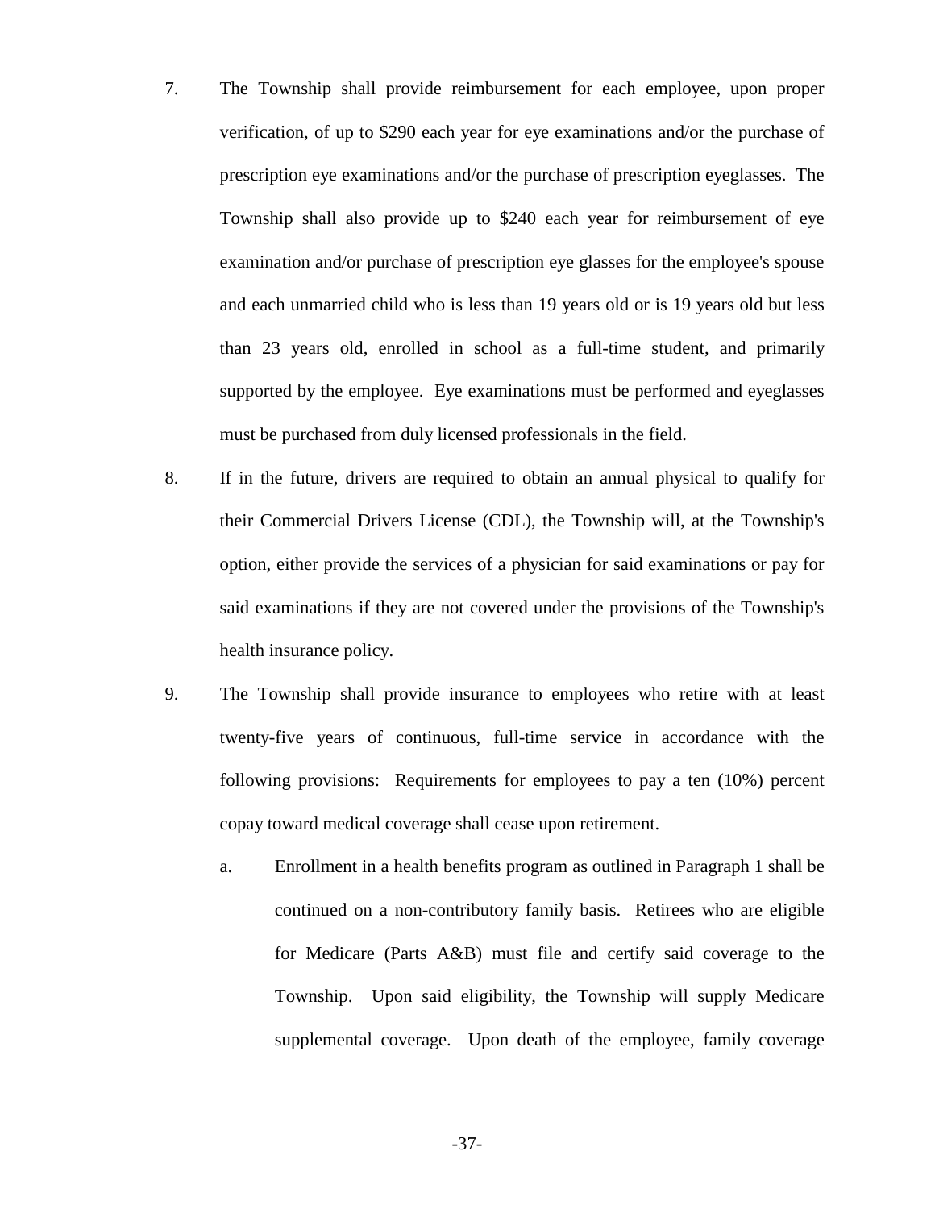7. The Township shall provide reimbursement for each employee, upon proper verification, of up to $290 each year for eye examinations and/or the purchase of prescription eye examinations and/or the purchase of prescription eyeglasses. The Township shall also provide up to $240 each year for reimbursement of eye examination and/or purchase of prescription eye glasses for the employee's spouse and each unmarried child who is less than 19 years old or is 19 years old but less than 23 years old, enrolled in school as a full-time student, and primarily supported by the employee. Eye examinations must be performed and eyeglasses must be purchased from duly licensed professionals in the field.

8. If in the future, drivers are required to obtain an annual physical to qualify for their Commercial Drivers License (CDL), the Township will, at the Township's option, either provide the services of a physician for said examinations or pay for said examinations if they are not covered under the provisions of the Township's health insurance policy.

9. The Township shall provide insurance to employees who retire with at least twenty-five years of continuous, full-time service in accordance with the following provisions: Requirements for employees to pay a ten (10%) percent copay toward medical coverage shall cease upon retirement.

   a. Enrollment in a health benefits program as outlined in Paragraph 1 shall be continued on a non-contributory family basis. Retirees who are eligible for Medicare (Parts A&B) must file and certify said coverage to the Township. Upon said eligibility, the Township will supply Medicare supplemental coverage. Upon death of the employee, family coverage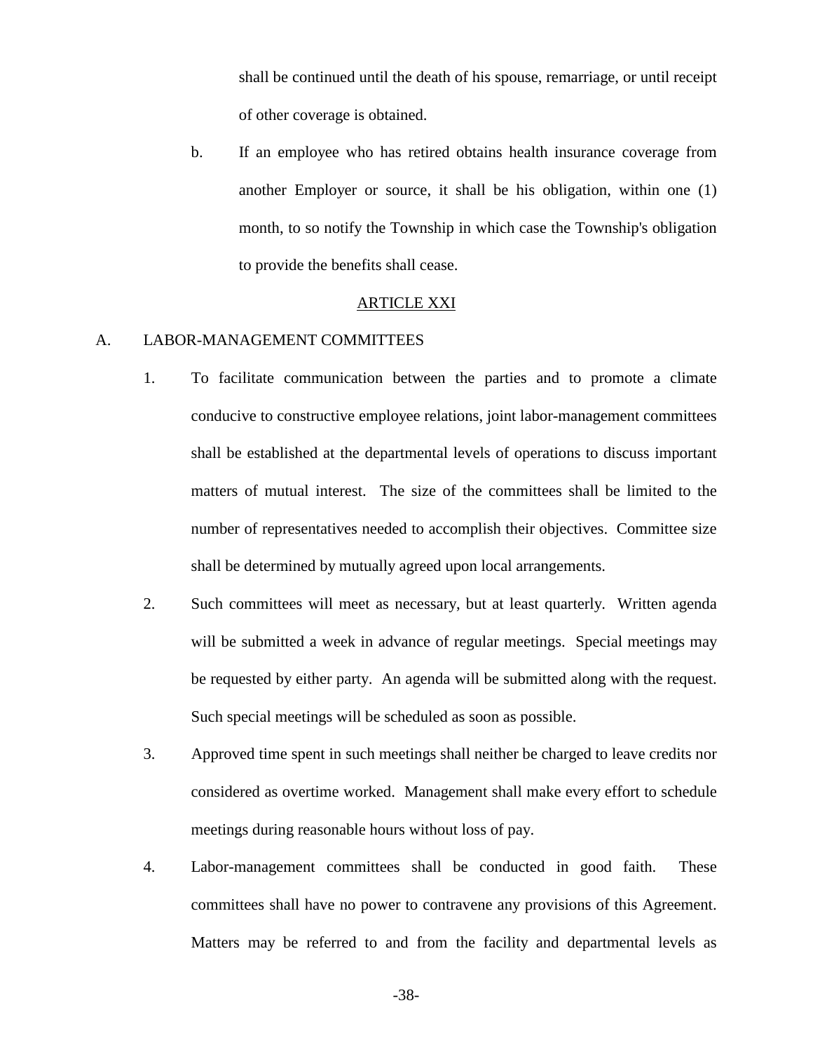shall be continued until the death of his spouse, remarriage, or until receipt of other coverage is obtained.

b. If an employee who has retired obtains health insurance coverage from another Employer or source, it shall be his obligation, within one (1) month, to so notify the Township in which case the Township's obligation to provide the benefits shall cease.

## ARTICLE XXI

### A. LABOR-MANAGEMENT COMMITTEES

1. To facilitate communication between the parties and to promote a climate conducive to constructive employee relations, joint labor-management committees shall be established at the departmental levels of operations to discuss important matters of mutual interest. The size of the committees shall be limited to the number of representatives needed to accomplish their objectives. Committee size shall be determined by mutually agreed upon local arrangements.

2. Such committees will meet as necessary, but at least quarterly. Written agenda will be submitted a week in advance of regular meetings. Special meetings may be requested by either party. An agenda will be submitted along with the request. Such special meetings will be scheduled as soon as possible.

3. Approved time spent in such meetings shall neither be charged to leave credits nor considered as overtime worked. Management shall make every effort to schedule meetings during reasonable hours without loss of pay.

4. Labor-management committees shall be conducted in good faith. These committees shall have no power to contravene any provisions of this Agreement. Matters may be referred to and from the facility and departmental levels as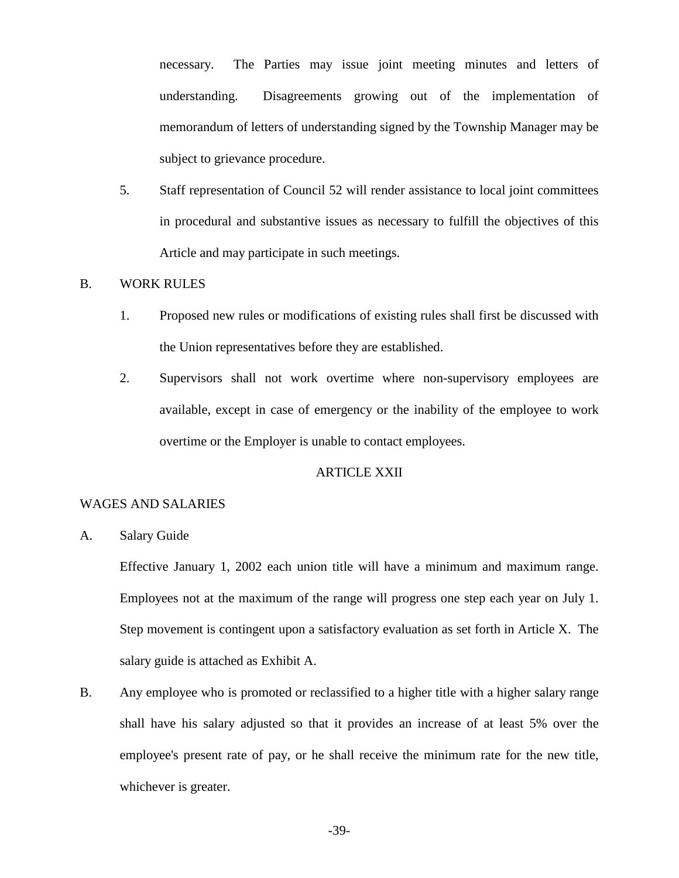necessary. The Parties may issue joint meeting minutes and letters of understanding. Disagreements growing out of the implementation of memorandum of letters of understanding signed by the Township Manager may be subject to grievance procedure.

5. Staff representation of Council 52 will render assistance to local joint committees in procedural and substantive issues as necessary to fulfill the objectives of this Article and may participate in such meetings.

B. WORK RULES

1. Proposed new rules or modifications of existing rules shall first be discussed with the Union representatives before they are established.

2. Supervisors shall not work overtime where non-supervisory employees are available, except in case of emergency or the inability of the employee to work overtime or the Employer is unable to contact employees.

## ARTICLE XXII

### WAGES AND SALARIES

A. Salary Guide

Effective January 1, 2002 each union title will have a minimum and maximum range. Employees not at the maximum of the range will progress one step each year on July 1. Step movement is contingent upon a satisfactory evaluation as set forth in Article X. The salary guide is attached as Exhibit A.

B. Any employee who is promoted or reclassified to a higher title with a higher salary range shall have his salary adjusted so that it provides an increase of at least 5% over the employee's present rate of pay, or he shall receive the minimum rate for the new title, whichever is greater.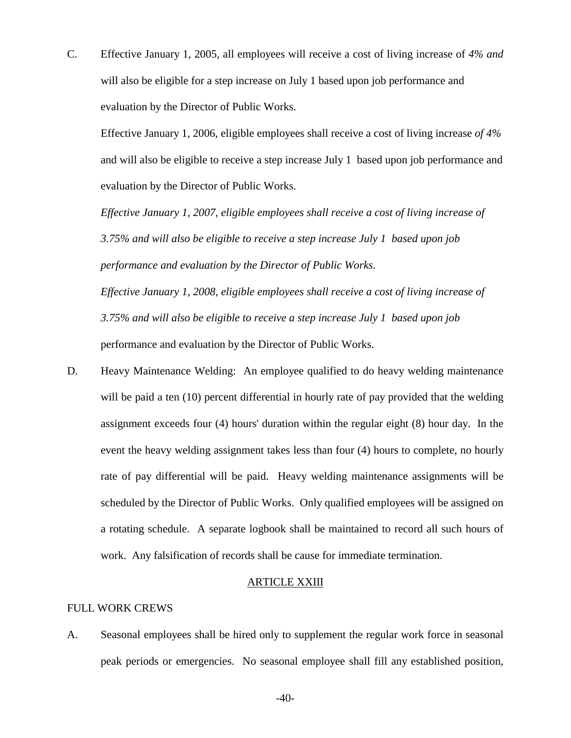C. Effective January 1, 2005, all employees will receive a cost of living increase of *4% and* will also be eligible for a step increase on July 1 based upon job performance and evaluation by the Director of Public Works.

Effective January 1, 2006, eligible employees shall receive a cost of living increase *of 4%* and will also be eligible to receive a step increase July 1 based upon job performance and evaluation by the Director of Public Works.

*Effective January 1, 2007, eligible employees shall receive a cost of living increase of 3.75% and will also be eligible to receive a step increase July 1 based upon job performance and evaluation by the Director of Public Works.*

*Effective January 1, 2008, eligible employees shall receive a cost of living increase of 3.75% and will also be eligible to receive a step increase July 1 based upon job* performance and evaluation by the Director of Public Works.

D. Heavy Maintenance Welding: An employee qualified to do heavy welding maintenance will be paid a ten (10) percent differential in hourly rate of pay provided that the welding assignment exceeds four (4) hours' duration within the regular eight (8) hour day. In the event the heavy welding assignment takes less than four (4) hours to complete, no hourly rate of pay differential will be paid. Heavy welding maintenance assignments will be scheduled by the Director of Public Works. Only qualified employees will be assigned on a rotating schedule. A separate logbook shall be maintained to record all such hours of work. Any falsification of records shall be cause for immediate termination.

## ARTICLE XXIII

FULL WORK CREWS

A. Seasonal employees shall be hired only to supplement the regular work force in seasonal peak periods or emergencies. No seasonal employee shall fill any established position,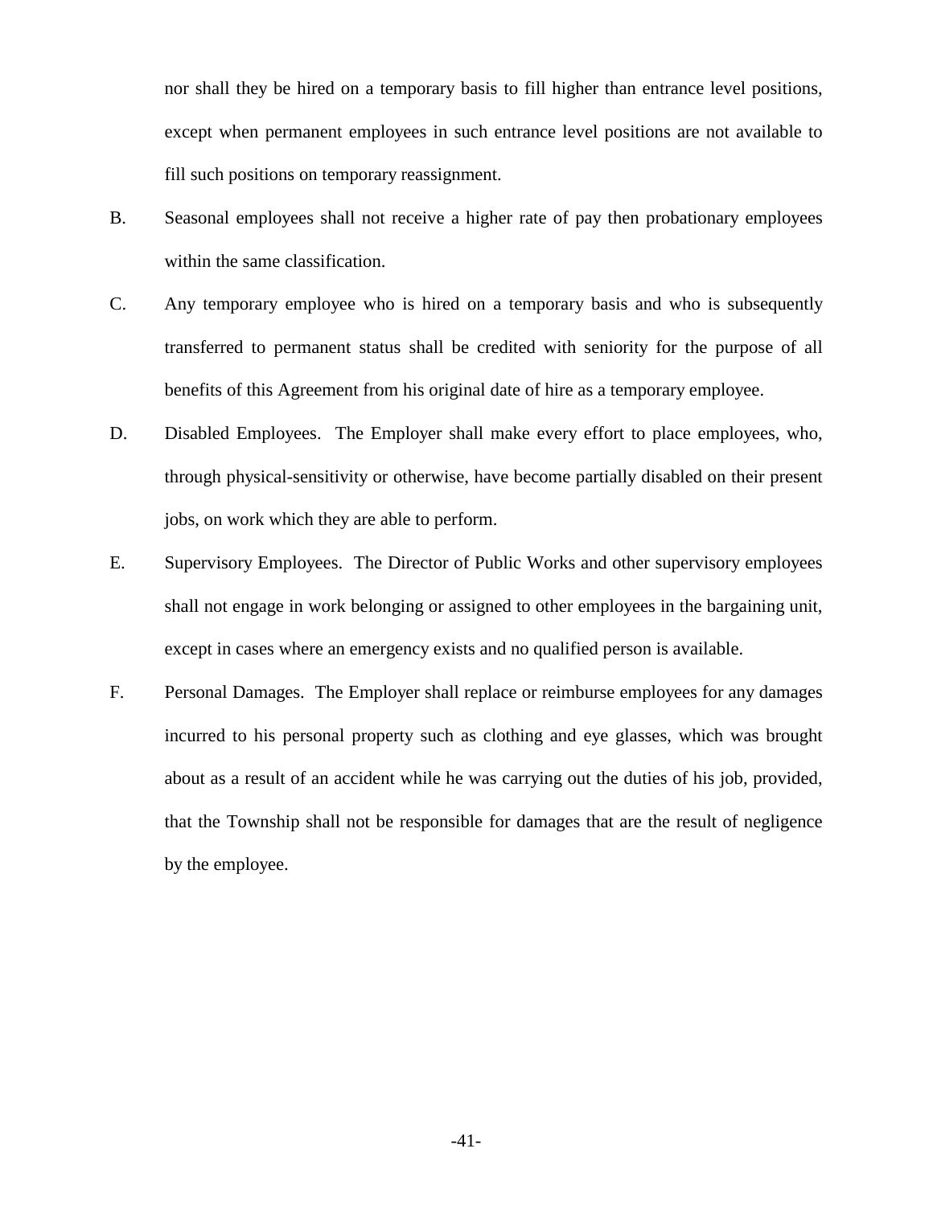nor shall they be hired on a temporary basis to fill higher than entrance level positions, except when permanent employees in such entrance level positions are not available to fill such positions on temporary reassignment.

B. Seasonal employees shall not receive a higher rate of pay then probationary employees within the same classification.

C. Any temporary employee who is hired on a temporary basis and who is subsequently transferred to permanent status shall be credited with seniority for the purpose of all benefits of this Agreement from his original date of hire as a temporary employee.

D. Disabled Employees. The Employer shall make every effort to place employees, who, through physical-sensitivity or otherwise, have become partially disabled on their present jobs, on work which they are able to perform.

E. Supervisory Employees. The Director of Public Works and other supervisory employees shall not engage in work belonging or assigned to other employees in the bargaining unit, except in cases where an emergency exists and no qualified person is available.

F. Personal Damages. The Employer shall replace or reimburse employees for any damages incurred to his personal property such as clothing and eye glasses, which was brought about as a result of an accident while he was carrying out the duties of his job, provided, that the Township shall not be responsible for damages that are the result of negligence by the employee.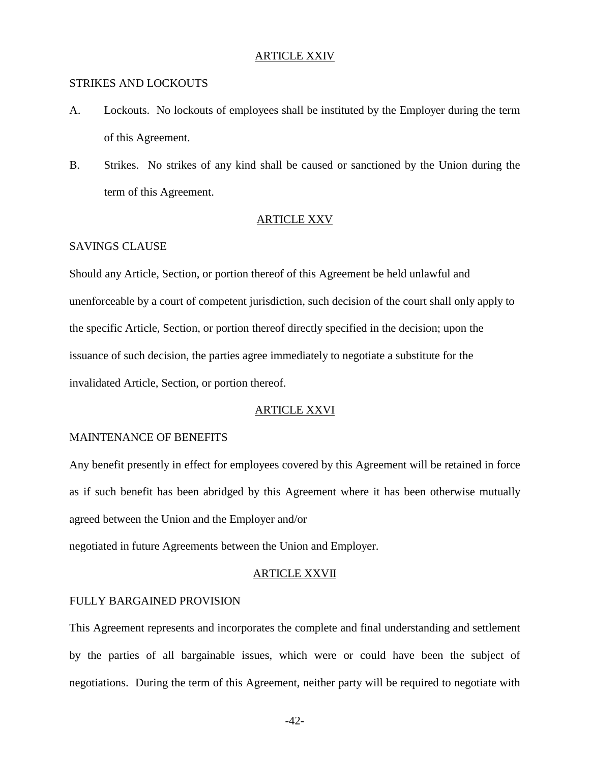## ARTICLE XXIV

STRIKES AND LOCKOUTS

A. Lockouts. No lockouts of employees shall be instituted by the Employer during the term of this Agreement.

B. Strikes. No strikes of any kind shall be caused or sanctioned by the Union during the term of this Agreement.

## ARTICLE XXV

SAVINGS CLAUSE

Should any Article, Section, or portion thereof of this Agreement be held unlawful and unenforceable by a court of competent jurisdiction, such decision of the court shall only apply to the specific Article, Section, or portion thereof directly specified in the decision; upon the issuance of such decision, the parties agree immediately to negotiate a substitute for the invalidated Article, Section, or portion thereof.

## ARTICLE XXVI

MAINTENANCE OF BENEFITS

Any benefit presently in effect for employees covered by this Agreement will be retained in force as if such benefit has been abridged by this Agreement where it has been otherwise mutually agreed between the Union and the Employer and/or

negotiated in future Agreements between the Union and Employer.

## ARTICLE XXVII

FULLY BARGAINED PROVISION

This Agreement represents and incorporates the complete and final understanding and settlement by the parties of all bargainable issues, which were or could have been the subject of negotiations. During the term of this Agreement, neither party will be required to negotiate with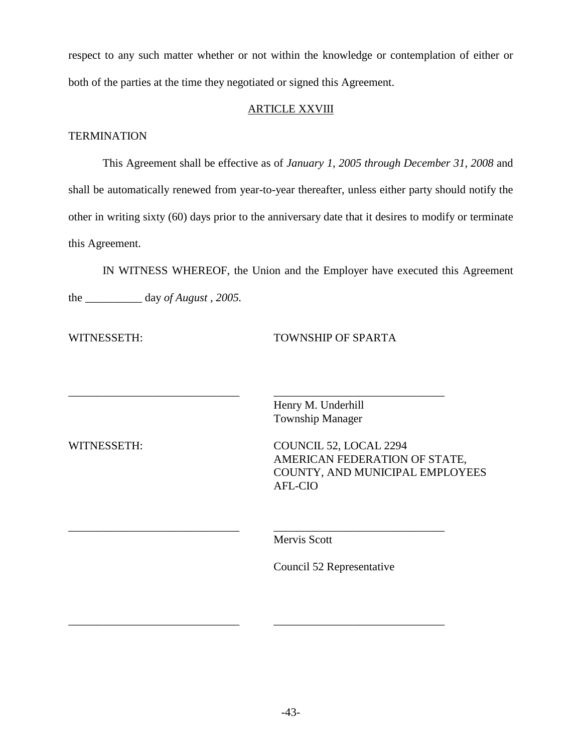respect to any such matter whether or not within the knowledge or contemplation of either or both of the parties at the time they negotiated or signed this Agreement.

## ARTICLE XXVIII

TERMINATION

This Agreement shall be effective as of *January 1, 2005 through December 31, 2008* and shall be automatically renewed from year-to-year thereafter, unless either party should notify the other in writing sixty (60) days prior to the anniversary date that it desires to modify or terminate this Agreement.

IN WITNESS WHEREOF, the Union and the Employer have executed this Agreement the __________ day *of August , 2005.*

WITNESSETH: TOWNSHIP OF SPARTA

______________________________ ______________________________

Henry M. Underhill
Township Manager

WITNESSETH: COUNCIL 52, LOCAL 2294
AMERICAN FEDERATION OF STATE, COUNTY, AND MUNICIPAL EMPLOYEES
AFL-CIO

______________________________ ______________________________

Mervis Scott

Council 52 Representative

______________________________ ______________________________